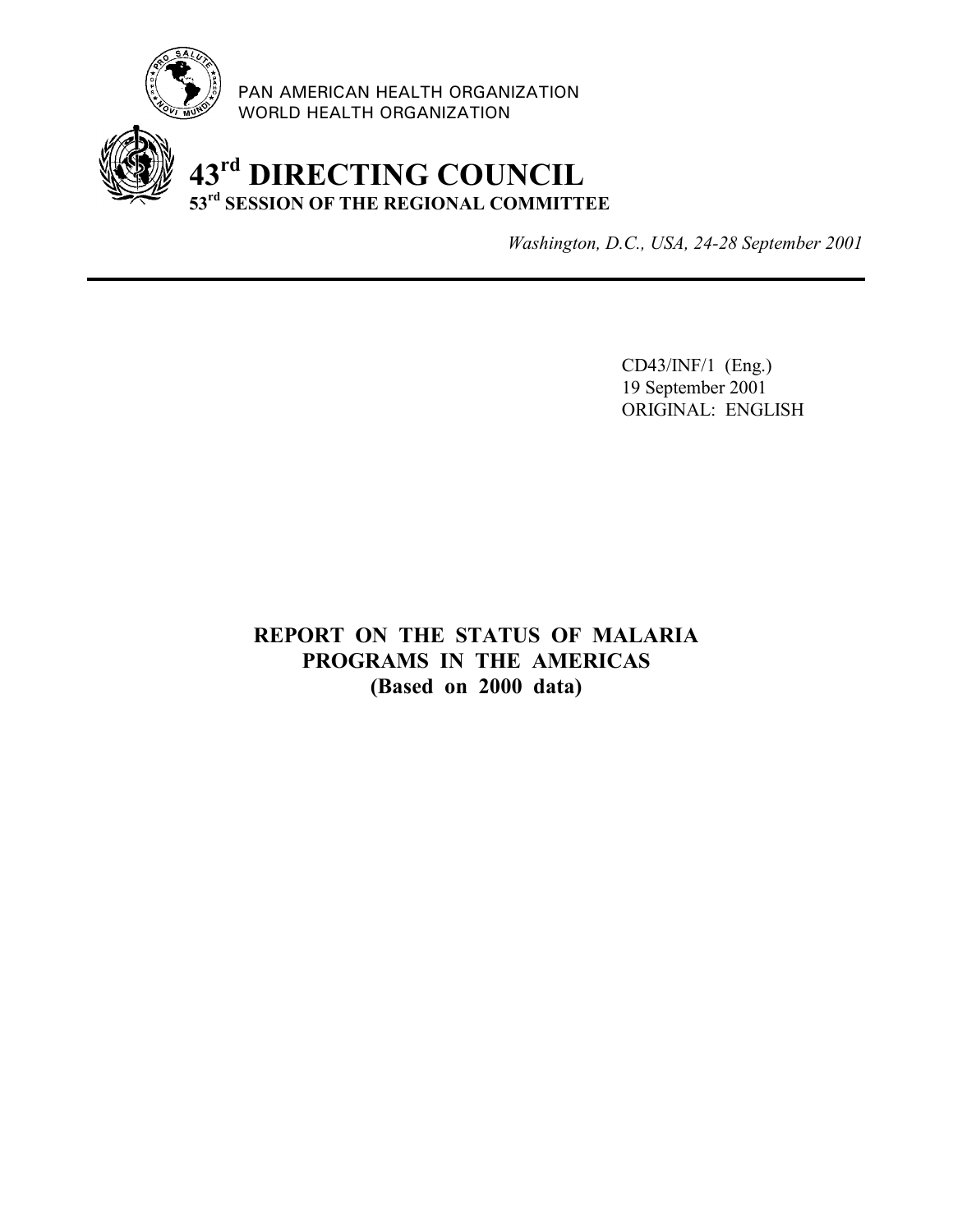PAN AMERICAN HEALTH ORGANIZATION
WORLD HEALTH ORGANIZATION

# 43rd DIRECTING COUNCIL

## 53rd SESSION OF THE REGIONAL COMMITTEE

*Washington, D.C., USA, 24-28 September 2001*

---

CD43/INF/1 (Eng.)
19 September 2001
ORIGINAL: ENGLISH

# REPORT ON THE STATUS OF MALARIA PROGRAMS IN THE AMERICAS (Based on 2000 data)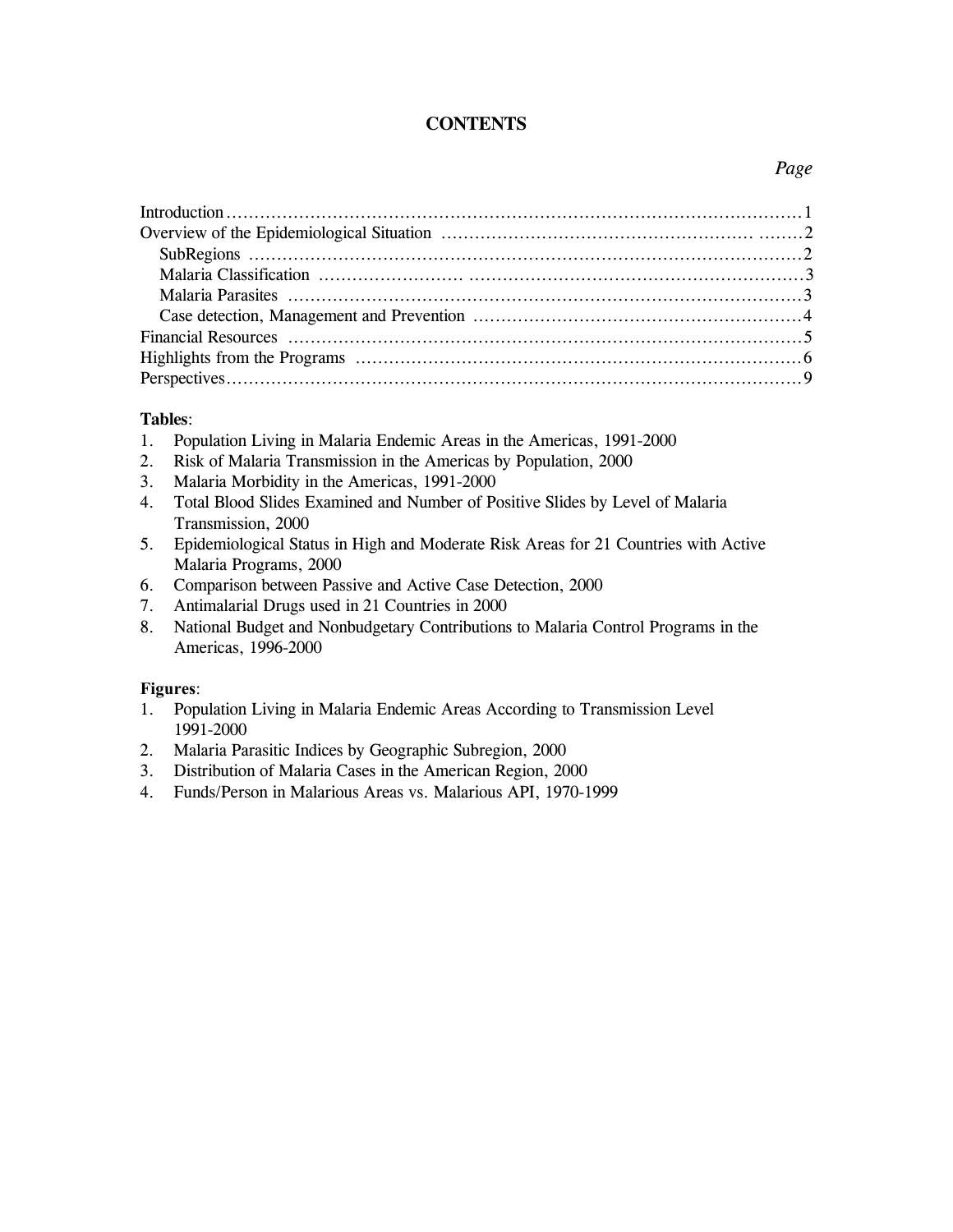# CONTENTS

| | *Page* |
|---|---|
| Introduction | 1 |
| Overview of the Epidemiological Situation | 2 |
| SubRegions | 2 |
| Malaria Classification | 3 |
| Malaria Parasites | 3 |
| Case detection, Management and Prevention | 4 |
| Financial Resources | 5 |
| Highlights from the Programs | 6 |
| Perspectives | 9 |

**Tables**:

1. Population Living in Malaria Endemic Areas in the Americas, 1991-2000
2. Risk of Malaria Transmission in the Americas by Population, 2000
3. Malaria Morbidity in the Americas, 1991-2000
4. Total Blood Slides Examined and Number of Positive Slides by Level of Malaria Transmission, 2000
5. Epidemiological Status in High and Moderate Risk Areas for 21 Countries with Active Malaria Programs, 2000
6. Comparison between Passive and Active Case Detection, 2000
7. Antimalarial Drugs used in 21 Countries in 2000
8. National Budget and Nonbudgetary Contributions to Malaria Control Programs in the Americas, 1996-2000

**Figures**:

1. Population Living in Malaria Endemic Areas According to Transmission Level 1991-2000
2. Malaria Parasitic Indices by Geographic Subregion, 2000
3. Distribution of Malaria Cases in the American Region, 2000
4. Funds/Person in Malarious Areas vs. Malarious API, 1970-1999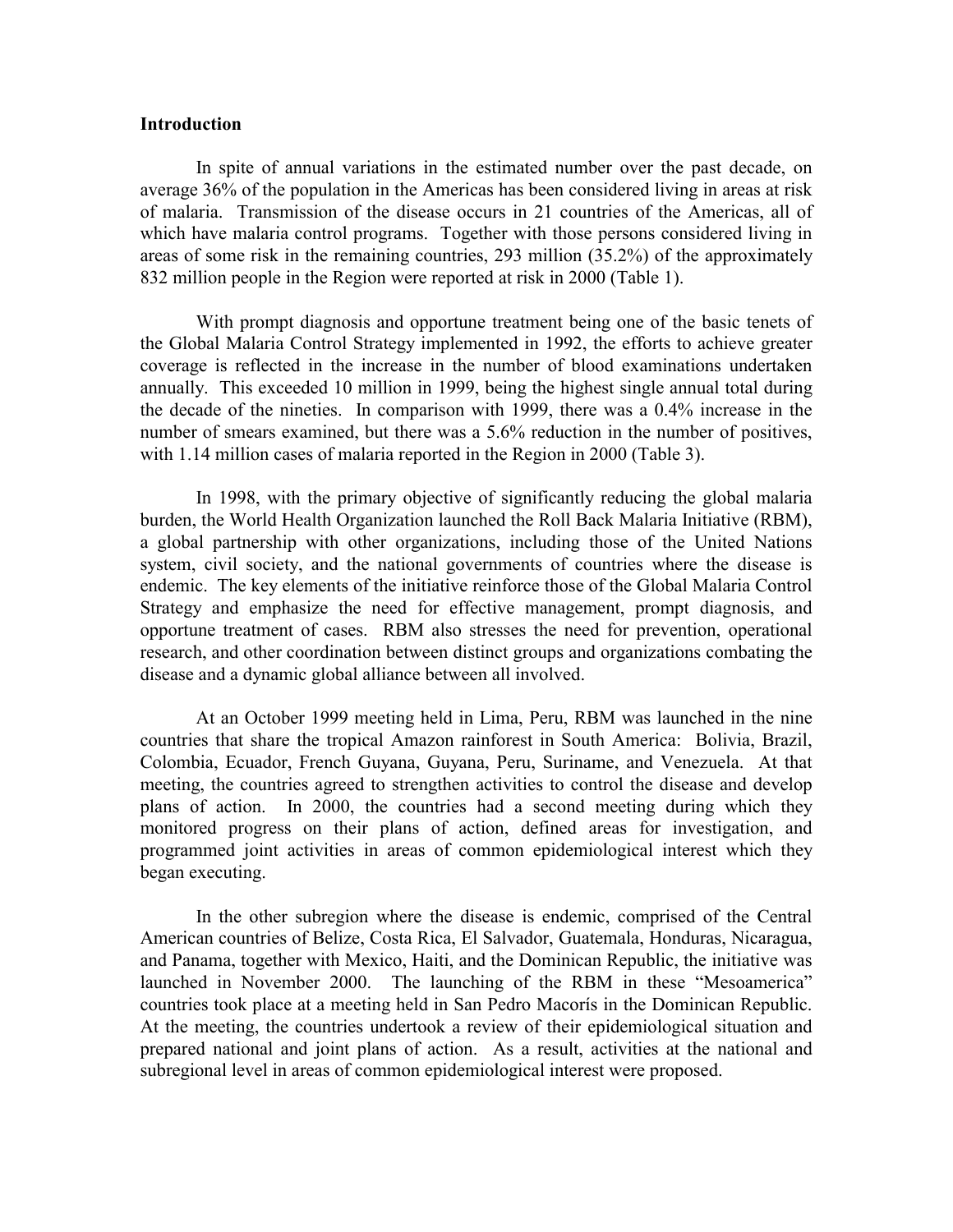## Introduction

In spite of annual variations in the estimated number over the past decade, on average 36% of the population in the Americas has been considered living in areas at risk of malaria. Transmission of the disease occurs in 21 countries of the Americas, all of which have malaria control programs. Together with those persons considered living in areas of some risk in the remaining countries, 293 million (35.2%) of the approximately 832 million people in the Region were reported at risk in 2000 (Table 1).

With prompt diagnosis and opportune treatment being one of the basic tenets of the Global Malaria Control Strategy implemented in 1992, the efforts to achieve greater coverage is reflected in the increase in the number of blood examinations undertaken annually. This exceeded 10 million in 1999, being the highest single annual total during the decade of the nineties. In comparison with 1999, there was a 0.4% increase in the number of smears examined, but there was a 5.6% reduction in the number of positives, with 1.14 million cases of malaria reported in the Region in 2000 (Table 3).

In 1998, with the primary objective of significantly reducing the global malaria burden, the World Health Organization launched the Roll Back Malaria Initiative (RBM), a global partnership with other organizations, including those of the United Nations system, civil society, and the national governments of countries where the disease is endemic. The key elements of the initiative reinforce those of the Global Malaria Control Strategy and emphasize the need for effective management, prompt diagnosis, and opportune treatment of cases. RBM also stresses the need for prevention, operational research, and other coordination between distinct groups and organizations combating the disease and a dynamic global alliance between all involved.

At an October 1999 meeting held in Lima, Peru, RBM was launched in the nine countries that share the tropical Amazon rainforest in South America: Bolivia, Brazil, Colombia, Ecuador, French Guyana, Guyana, Peru, Suriname, and Venezuela. At that meeting, the countries agreed to strengthen activities to control the disease and develop plans of action. In 2000, the countries had a second meeting during which they monitored progress on their plans of action, defined areas for investigation, and programmed joint activities in areas of common epidemiological interest which they began executing.

In the other subregion where the disease is endemic, comprised of the Central American countries of Belize, Costa Rica, El Salvador, Guatemala, Honduras, Nicaragua, and Panama, together with Mexico, Haiti, and the Dominican Republic, the initiative was launched in November 2000. The launching of the RBM in these "Mesoamerica" countries took place at a meeting held in San Pedro Macorís in the Dominican Republic. At the meeting, the countries undertook a review of their epidemiological situation and prepared national and joint plans of action. As a result, activities at the national and subregional level in areas of common epidemiological interest were proposed.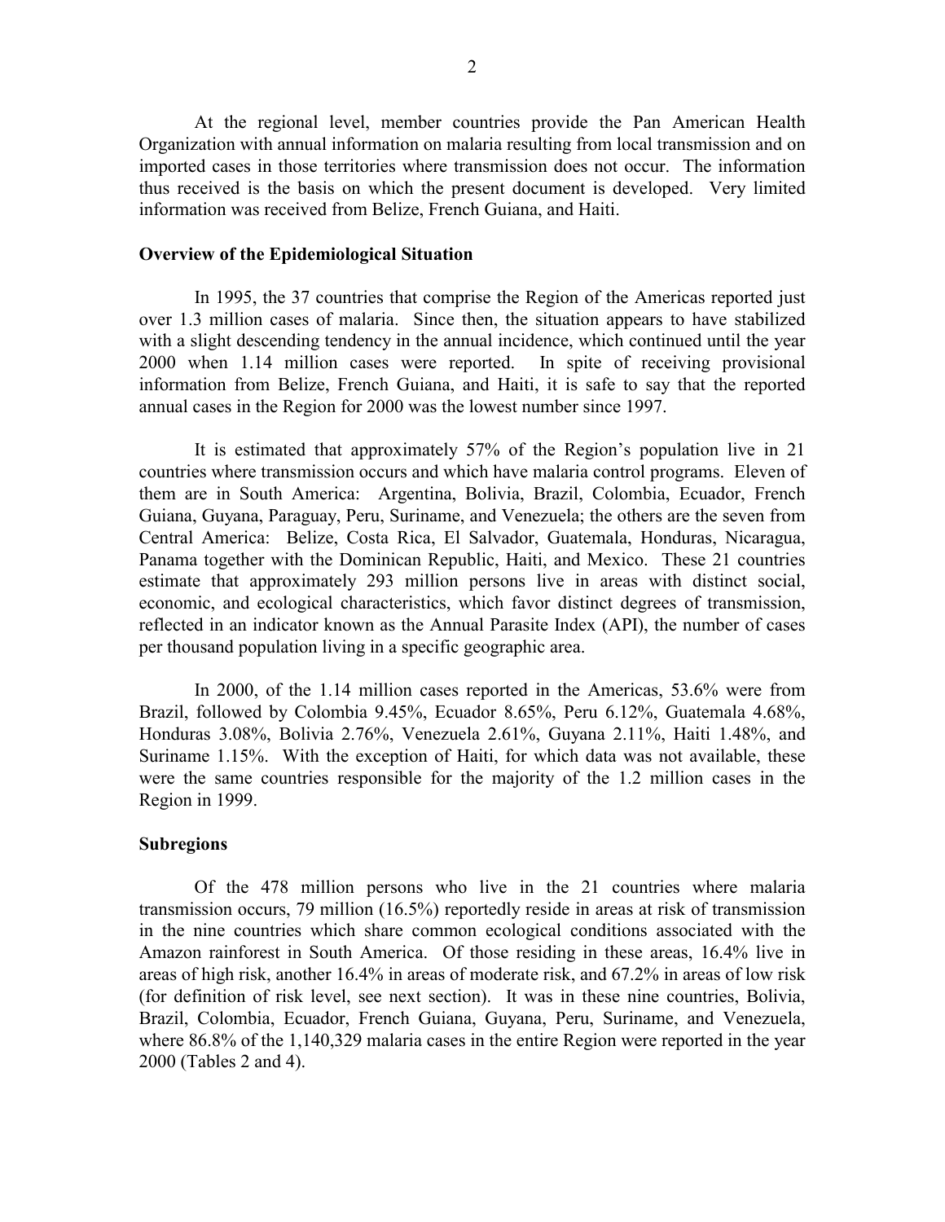At the regional level, member countries provide the Pan American Health Organization with annual information on malaria resulting from local transmission and on imported cases in those territories where transmission does not occur. The information thus received is the basis on which the present document is developed. Very limited information was received from Belize, French Guiana, and Haiti.

**Overview of the Epidemiological Situation**

In 1995, the 37 countries that comprise the Region of the Americas reported just over 1.3 million cases of malaria. Since then, the situation appears to have stabilized with a slight descending tendency in the annual incidence, which continued until the year 2000 when 1.14 million cases were reported. In spite of receiving provisional information from Belize, French Guiana, and Haiti, it is safe to say that the reported annual cases in the Region for 2000 was the lowest number since 1997.

It is estimated that approximately 57% of the Region's population live in 21 countries where transmission occurs and which have malaria control programs. Eleven of them are in South America: Argentina, Bolivia, Brazil, Colombia, Ecuador, French Guiana, Guyana, Paraguay, Peru, Suriname, and Venezuela; the others are the seven from Central America: Belize, Costa Rica, El Salvador, Guatemala, Honduras, Nicaragua, Panama together with the Dominican Republic, Haiti, and Mexico. These 21 countries estimate that approximately 293 million persons live in areas with distinct social, economic, and ecological characteristics, which favor distinct degrees of transmission, reflected in an indicator known as the Annual Parasite Index (API), the number of cases per thousand population living in a specific geographic area.

In 2000, of the 1.14 million cases reported in the Americas, 53.6% were from Brazil, followed by Colombia 9.45%, Ecuador 8.65%, Peru 6.12%, Guatemala 4.68%, Honduras 3.08%, Bolivia 2.76%, Venezuela 2.61%, Guyana 2.11%, Haiti 1.48%, and Suriname 1.15%. With the exception of Haiti, for which data was not available, these were the same countries responsible for the majority of the 1.2 million cases in the Region in 1999.

**Subregions**

Of the 478 million persons who live in the 21 countries where malaria transmission occurs, 79 million (16.5%) reportedly reside in areas at risk of transmission in the nine countries which share common ecological conditions associated with the Amazon rainforest in South America. Of those residing in these areas, 16.4% live in areas of high risk, another 16.4% in areas of moderate risk, and 67.2% in areas of low risk (for definition of risk level, see next section). It was in these nine countries, Bolivia, Brazil, Colombia, Ecuador, French Guiana, Guyana, Peru, Suriname, and Venezuela, where 86.8% of the 1,140,329 malaria cases in the entire Region were reported in the year 2000 (Tables 2 and 4).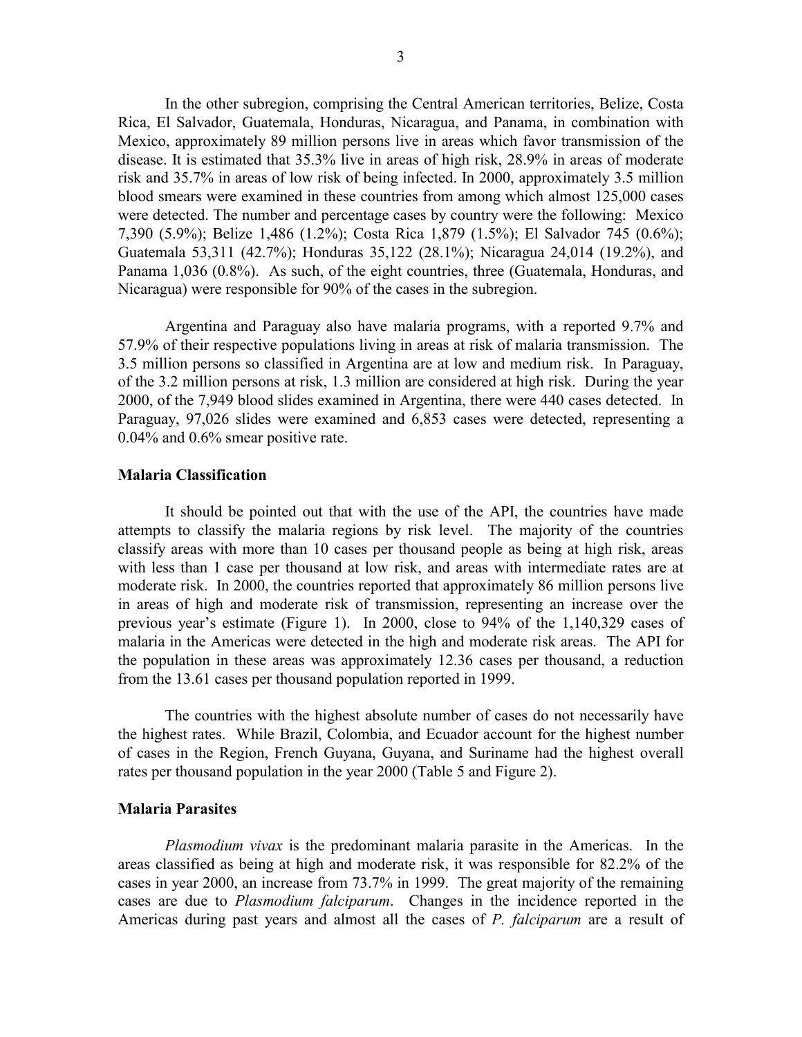In the other subregion, comprising the Central American territories, Belize, Costa Rica, El Salvador, Guatemala, Honduras, Nicaragua, and Panama, in combination with Mexico, approximately 89 million persons live in areas which favor transmission of the disease. It is estimated that 35.3% live in areas of high risk, 28.9% in areas of moderate risk and 35.7% in areas of low risk of being infected. In 2000, approximately 3.5 million blood smears were examined in these countries from among which almost 125,000 cases were detected. The number and percentage cases by country were the following: Mexico 7,390 (5.9%); Belize 1,486 (1.2%); Costa Rica 1,879 (1.5%); El Salvador 745 (0.6%); Guatemala 53,311 (42.7%); Honduras 35,122 (28.1%); Nicaragua 24,014 (19.2%), and Panama 1,036 (0.8%). As such, of the eight countries, three (Guatemala, Honduras, and Nicaragua) were responsible for 90% of the cases in the subregion.

Argentina and Paraguay also have malaria programs, with a reported 9.7% and 57.9% of their respective populations living in areas at risk of malaria transmission. The 3.5 million persons so classified in Argentina are at low and medium risk. In Paraguay, of the 3.2 million persons at risk, 1.3 million are considered at high risk. During the year 2000, of the 7,949 blood slides examined in Argentina, there were 440 cases detected. In Paraguay, 97,026 slides were examined and 6,853 cases were detected, representing a 0.04% and 0.6% smear positive rate.

### Malaria Classification

It should be pointed out that with the use of the API, the countries have made attempts to classify the malaria regions by risk level. The majority of the countries classify areas with more than 10 cases per thousand people as being at high risk, areas with less than 1 case per thousand at low risk, and areas with intermediate rates are at moderate risk. In 2000, the countries reported that approximately 86 million persons live in areas of high and moderate risk of transmission, representing an increase over the previous year's estimate (Figure 1). In 2000, close to 94% of the 1,140,329 cases of malaria in the Americas were detected in the high and moderate risk areas. The API for the population in these areas was approximately 12.36 cases per thousand, a reduction from the 13.61 cases per thousand population reported in 1999.

The countries with the highest absolute number of cases do not necessarily have the highest rates. While Brazil, Colombia, and Ecuador account for the highest number of cases in the Region, French Guyana, Guyana, and Suriname had the highest overall rates per thousand population in the year 2000 (Table 5 and Figure 2).

### Malaria Parasites

*Plasmodium vivax* is the predominant malaria parasite in the Americas. In the areas classified as being at high and moderate risk, it was responsible for 82.2% of the cases in year 2000, an increase from 73.7% in 1999. The great majority of the remaining cases are due to *Plasmodium falciparum*. Changes in the incidence reported in the Americas during past years and almost all the cases of *P. falciparum* are a result of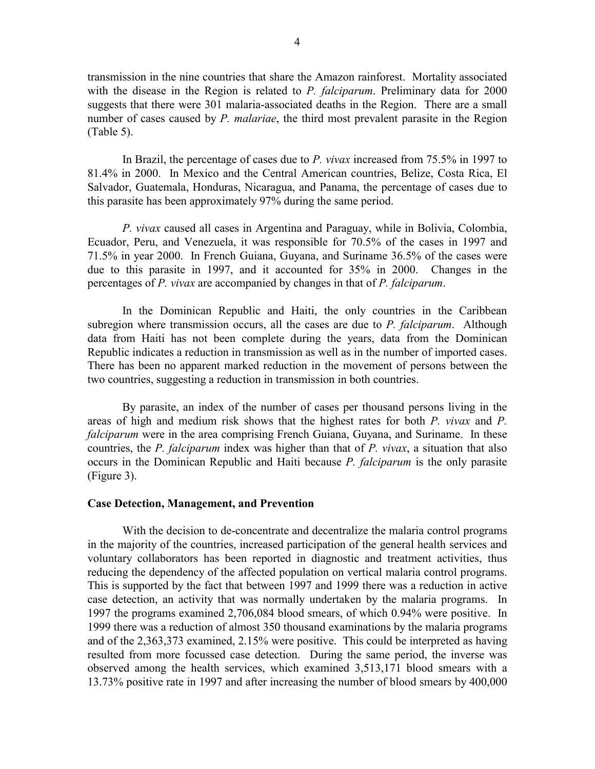transmission in the nine countries that share the Amazon rainforest. Mortality associated with the disease in the Region is related to *P. falciparum*. Preliminary data for 2000 suggests that there were 301 malaria-associated deaths in the Region. There are a small number of cases caused by *P. malariae*, the third most prevalent parasite in the Region (Table 5).

In Brazil, the percentage of cases due to *P. vivax* increased from 75.5% in 1997 to 81.4% in 2000. In Mexico and the Central American countries, Belize, Costa Rica, El Salvador, Guatemala, Honduras, Nicaragua, and Panama, the percentage of cases due to this parasite has been approximately 97% during the same period.

*P. vivax* caused all cases in Argentina and Paraguay, while in Bolivia, Colombia, Ecuador, Peru, and Venezuela, it was responsible for 70.5% of the cases in 1997 and 71.5% in year 2000. In French Guiana, Guyana, and Suriname 36.5% of the cases were due to this parasite in 1997, and it accounted for 35% in 2000. Changes in the percentages of *P. vivax* are accompanied by changes in that of *P. falciparum*.

In the Dominican Republic and Haiti, the only countries in the Caribbean subregion where transmission occurs, all the cases are due to *P. falciparum*. Although data from Haiti has not been complete during the years, data from the Dominican Republic indicates a reduction in transmission as well as in the number of imported cases. There has been no apparent marked reduction in the movement of persons between the two countries, suggesting a reduction in transmission in both countries.

By parasite, an index of the number of cases per thousand persons living in the areas of high and medium risk shows that the highest rates for both *P. vivax* and *P. falciparum* were in the area comprising French Guiana, Guyana, and Suriname. In these countries, the *P. falciparum* index was higher than that of *P. vivax*, a situation that also occurs in the Dominican Republic and Haiti because *P. falciparum* is the only parasite (Figure 3).

**Case Detection, Management, and Prevention**

With the decision to de-concentrate and decentralize the malaria control programs in the majority of the countries, increased participation of the general health services and voluntary collaborators has been reported in diagnostic and treatment activities, thus reducing the dependency of the affected population on vertical malaria control programs. This is supported by the fact that between 1997 and 1999 there was a reduction in active case detection, an activity that was normally undertaken by the malaria programs. In 1997 the programs examined 2,706,084 blood smears, of which 0.94% were positive. In 1999 there was a reduction of almost 350 thousand examinations by the malaria programs and of the 2,363,373 examined, 2.15% were positive. This could be interpreted as having resulted from more focussed case detection. During the same period, the inverse was observed among the health services, which examined 3,513,171 blood smears with a 13.73% positive rate in 1997 and after increasing the number of blood smears by 400,000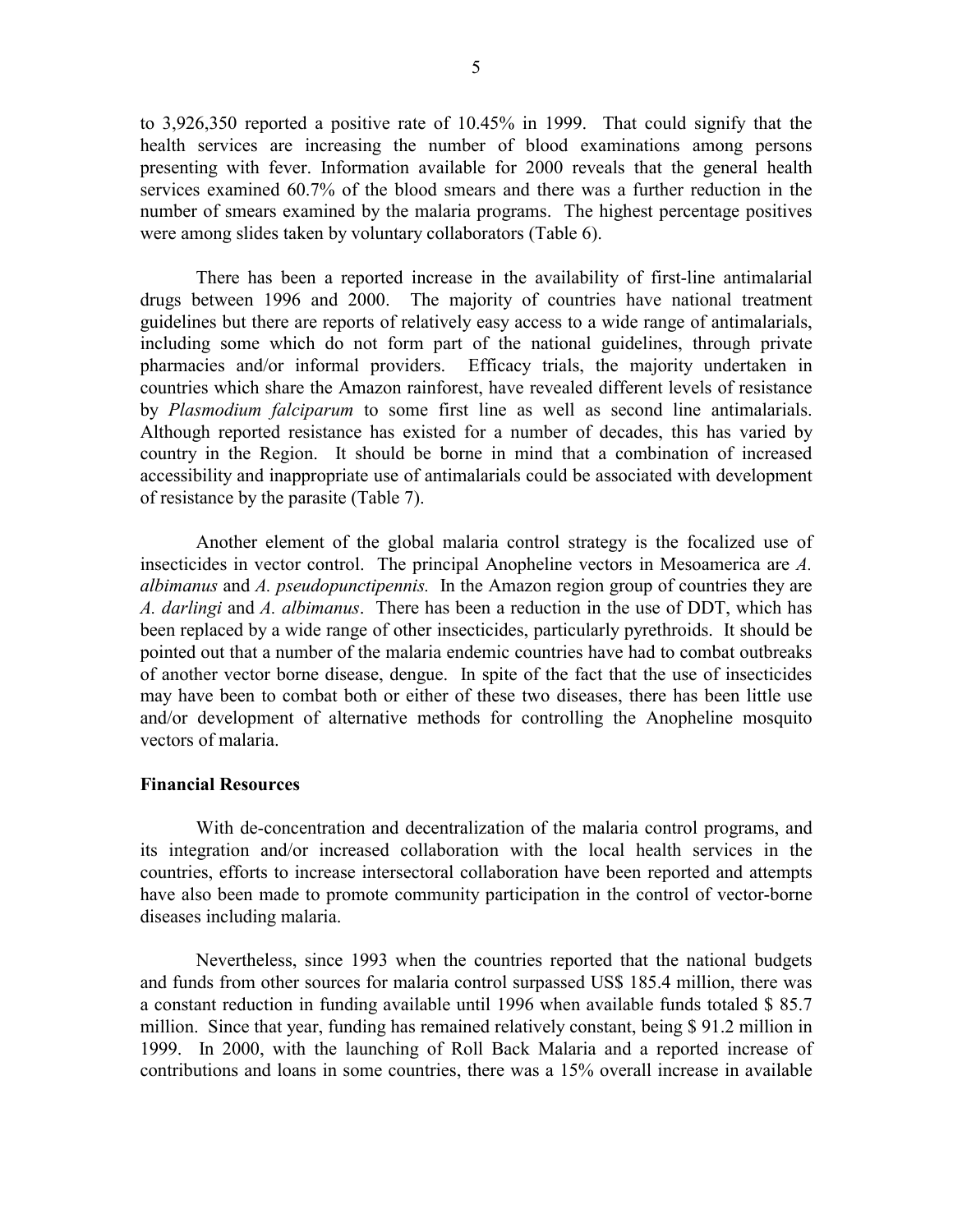to 3,926,350 reported a positive rate of 10.45% in 1999. That could signify that the health services are increasing the number of blood examinations among persons presenting with fever. Information available for 2000 reveals that the general health services examined 60.7% of the blood smears and there was a further reduction in the number of smears examined by the malaria programs. The highest percentage positives were among slides taken by voluntary collaborators (Table 6).

There has been a reported increase in the availability of first-line antimalarial drugs between 1996 and 2000. The majority of countries have national treatment guidelines but there are reports of relatively easy access to a wide range of antimalarials, including some which do not form part of the national guidelines, through private pharmacies and/or informal providers. Efficacy trials, the majority undertaken in countries which share the Amazon rainforest, have revealed different levels of resistance by *Plasmodium falciparum* to some first line as well as second line antimalarials. Although reported resistance has existed for a number of decades, this has varied by country in the Region. It should be borne in mind that a combination of increased accessibility and inappropriate use of antimalarials could be associated with development of resistance by the parasite (Table 7).

Another element of the global malaria control strategy is the focalized use of insecticides in vector control. The principal Anopheline vectors in Mesoamerica are *A. albimanus* and *A. pseudopunctipennis.* In the Amazon region group of countries they are *A. darlingi* and *A. albimanus*. There has been a reduction in the use of DDT, which has been replaced by a wide range of other insecticides, particularly pyrethroids. It should be pointed out that a number of the malaria endemic countries have had to combat outbreaks of another vector borne disease, dengue. In spite of the fact that the use of insecticides may have been to combat both or either of these two diseases, there has been little use and/or development of alternative methods for controlling the Anopheline mosquito vectors of malaria.

**Financial Resources**

With de-concentration and decentralization of the malaria control programs, and its integration and/or increased collaboration with the local health services in the countries, efforts to increase intersectoral collaboration have been reported and attempts have also been made to promote community participation in the control of vector-borne diseases including malaria.

Nevertheless, since 1993 when the countries reported that the national budgets and funds from other sources for malaria control surpassed US$ 185.4 million, there was a constant reduction in funding available until 1996 when available funds totaled $ 85.7 million. Since that year, funding has remained relatively constant, being $ 91.2 million in 1999. In 2000, with the launching of Roll Back Malaria and a reported increase of contributions and loans in some countries, there was a 15% overall increase in available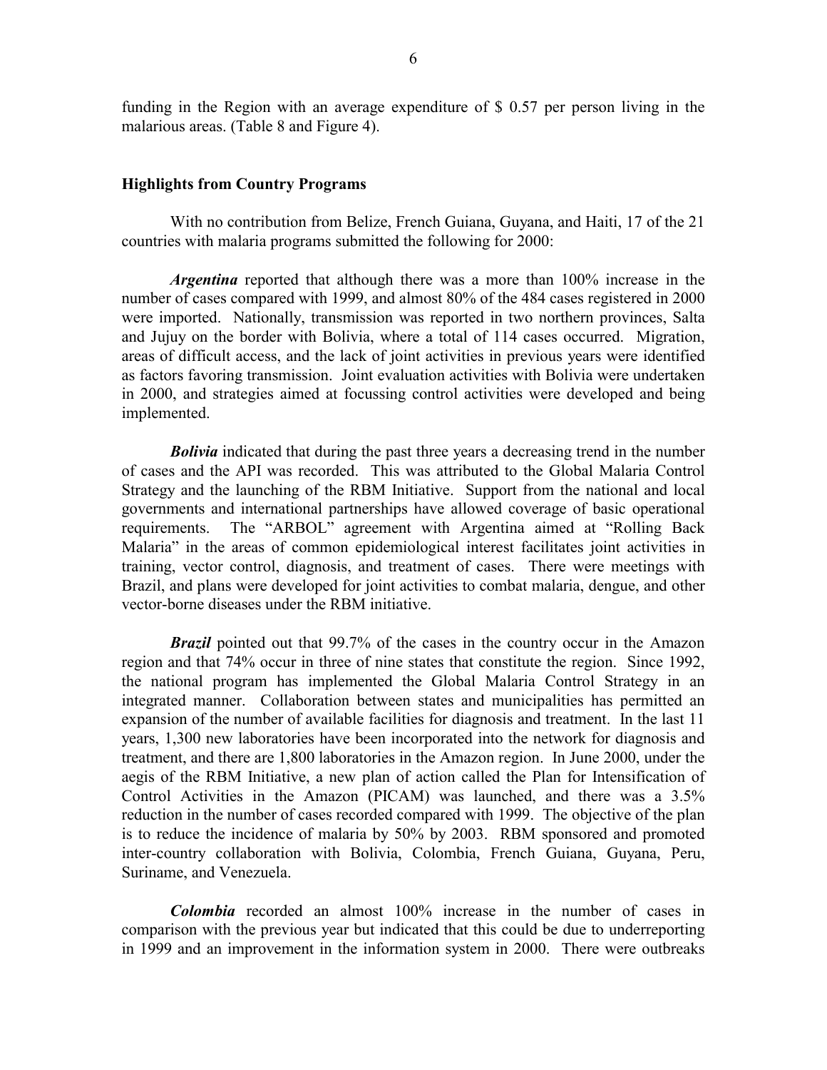funding in the Region with an average expenditure of $ 0.57 per person living in the malarious areas. (Table 8 and Figure 4).

### Highlights from Country Programs

With no contribution from Belize, French Guiana, Guyana, and Haiti, 17 of the 21 countries with malaria programs submitted the following for 2000:

***Argentina*** reported that although there was a more than 100% increase in the number of cases compared with 1999, and almost 80% of the 484 cases registered in 2000 were imported. Nationally, transmission was reported in two northern provinces, Salta and Jujuy on the border with Bolivia, where a total of 114 cases occurred. Migration, areas of difficult access, and the lack of joint activities in previous years were identified as factors favoring transmission. Joint evaluation activities with Bolivia were undertaken in 2000, and strategies aimed at focussing control activities were developed and being implemented.

***Bolivia*** indicated that during the past three years a decreasing trend in the number of cases and the API was recorded. This was attributed to the Global Malaria Control Strategy and the launching of the RBM Initiative. Support from the national and local governments and international partnerships have allowed coverage of basic operational requirements. The "ARBOL" agreement with Argentina aimed at "Rolling Back Malaria" in the areas of common epidemiological interest facilitates joint activities in training, vector control, diagnosis, and treatment of cases. There were meetings with Brazil, and plans were developed for joint activities to combat malaria, dengue, and other vector-borne diseases under the RBM initiative.

***Brazil*** pointed out that 99.7% of the cases in the country occur in the Amazon region and that 74% occur in three of nine states that constitute the region. Since 1992, the national program has implemented the Global Malaria Control Strategy in an integrated manner. Collaboration between states and municipalities has permitted an expansion of the number of available facilities for diagnosis and treatment. In the last 11 years, 1,300 new laboratories have been incorporated into the network for diagnosis and treatment, and there are 1,800 laboratories in the Amazon region. In June 2000, under the aegis of the RBM Initiative, a new plan of action called the Plan for Intensification of Control Activities in the Amazon (PICAM) was launched, and there was a 3.5% reduction in the number of cases recorded compared with 1999. The objective of the plan is to reduce the incidence of malaria by 50% by 2003. RBM sponsored and promoted inter-country collaboration with Bolivia, Colombia, French Guiana, Guyana, Peru, Suriname, and Venezuela.

***Colombia*** recorded an almost 100% increase in the number of cases in comparison with the previous year but indicated that this could be due to underreporting in 1999 and an improvement in the information system in 2000. There were outbreaks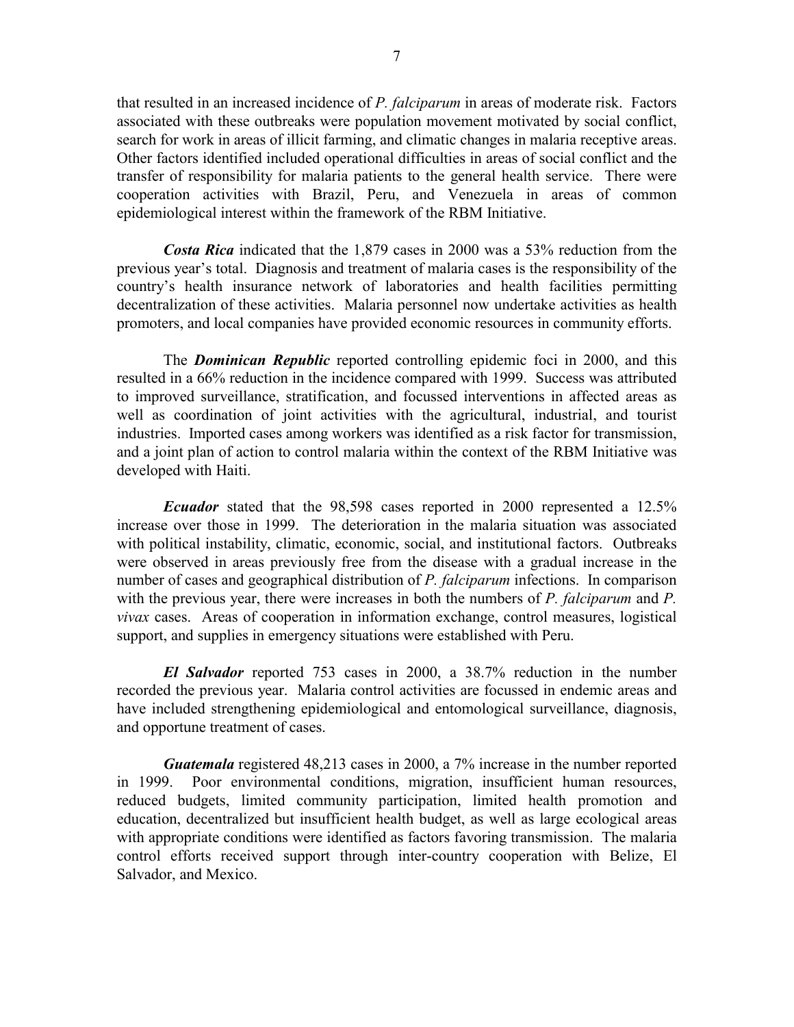that resulted in an increased incidence of *P. falciparum* in areas of moderate risk. Factors associated with these outbreaks were population movement motivated by social conflict, search for work in areas of illicit farming, and climatic changes in malaria receptive areas. Other factors identified included operational difficulties in areas of social conflict and the transfer of responsibility for malaria patients to the general health service. There were cooperation activities with Brazil, Peru, and Venezuela in areas of common epidemiological interest within the framework of the RBM Initiative.

***Costa Rica*** indicated that the 1,879 cases in 2000 was a 53% reduction from the previous year's total. Diagnosis and treatment of malaria cases is the responsibility of the country's health insurance network of laboratories and health facilities permitting decentralization of these activities. Malaria personnel now undertake activities as health promoters, and local companies have provided economic resources in community efforts.

The ***Dominican Republic*** reported controlling epidemic foci in 2000, and this resulted in a 66% reduction in the incidence compared with 1999. Success was attributed to improved surveillance, stratification, and focussed interventions in affected areas as well as coordination of joint activities with the agricultural, industrial, and tourist industries. Imported cases among workers was identified as a risk factor for transmission, and a joint plan of action to control malaria within the context of the RBM Initiative was developed with Haiti.

***Ecuador*** stated that the 98,598 cases reported in 2000 represented a 12.5% increase over those in 1999. The deterioration in the malaria situation was associated with political instability, climatic, economic, social, and institutional factors. Outbreaks were observed in areas previously free from the disease with a gradual increase in the number of cases and geographical distribution of *P. falciparum* infections. In comparison with the previous year, there were increases in both the numbers of *P. falciparum* and *P. vivax* cases. Areas of cooperation in information exchange, control measures, logistical support, and supplies in emergency situations were established with Peru.

***El Salvador*** reported 753 cases in 2000, a 38.7% reduction in the number recorded the previous year. Malaria control activities are focussed in endemic areas and have included strengthening epidemiological and entomological surveillance, diagnosis, and opportune treatment of cases.

***Guatemala*** registered 48,213 cases in 2000, a 7% increase in the number reported in 1999. Poor environmental conditions, migration, insufficient human resources, reduced budgets, limited community participation, limited health promotion and education, decentralized but insufficient health budget, as well as large ecological areas with appropriate conditions were identified as factors favoring transmission. The malaria control efforts received support through inter-country cooperation with Belize, El Salvador, and Mexico.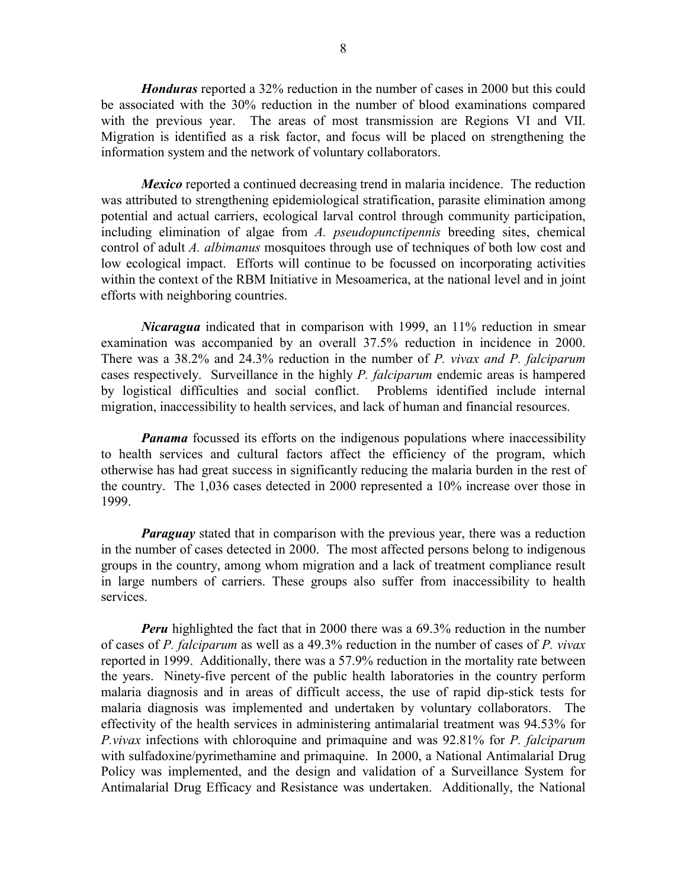***Honduras*** reported a 32% reduction in the number of cases in 2000 but this could be associated with the 30% reduction in the number of blood examinations compared with the previous year. The areas of most transmission are Regions VI and VII. Migration is identified as a risk factor, and focus will be placed on strengthening the information system and the network of voluntary collaborators.

***Mexico*** reported a continued decreasing trend in malaria incidence. The reduction was attributed to strengthening epidemiological stratification, parasite elimination among potential and actual carriers, ecological larval control through community participation, including elimination of algae from *A. pseudopunctipennis* breeding sites, chemical control of adult *A. albimanus* mosquitoes through use of techniques of both low cost and low ecological impact. Efforts will continue to be focussed on incorporating activities within the context of the RBM Initiative in Mesoamerica, at the national level and in joint efforts with neighboring countries.

***Nicaragua*** indicated that in comparison with 1999, an 11% reduction in smear examination was accompanied by an overall 37.5% reduction in incidence in 2000. There was a 38.2% and 24.3% reduction in the number of *P. vivax and P. falciparum* cases respectively. Surveillance in the highly *P. falciparum* endemic areas is hampered by logistical difficulties and social conflict. Problems identified include internal migration, inaccessibility to health services, and lack of human and financial resources.

***Panama*** focussed its efforts on the indigenous populations where inaccessibility to health services and cultural factors affect the efficiency of the program, which otherwise has had great success in significantly reducing the malaria burden in the rest of the country. The 1,036 cases detected in 2000 represented a 10% increase over those in 1999.

***Paraguay*** stated that in comparison with the previous year, there was a reduction in the number of cases detected in 2000. The most affected persons belong to indigenous groups in the country, among whom migration and a lack of treatment compliance result in large numbers of carriers. These groups also suffer from inaccessibility to health services.

***Peru*** highlighted the fact that in 2000 there was a 69.3% reduction in the number of cases of *P. falciparum* as well as a 49.3% reduction in the number of cases of *P. vivax* reported in 1999. Additionally, there was a 57.9% reduction in the mortality rate between the years. Ninety-five percent of the public health laboratories in the country perform malaria diagnosis and in areas of difficult access, the use of rapid dip-stick tests for malaria diagnosis was implemented and undertaken by voluntary collaborators. The effectivity of the health services in administering antimalarial treatment was 94.53% for *P.vivax* infections with chloroquine and primaquine and was 92.81% for *P. falciparum* with sulfadoxine/pyrimethamine and primaquine. In 2000, a National Antimalarial Drug Policy was implemented, and the design and validation of a Surveillance System for Antimalarial Drug Efficacy and Resistance was undertaken. Additionally, the National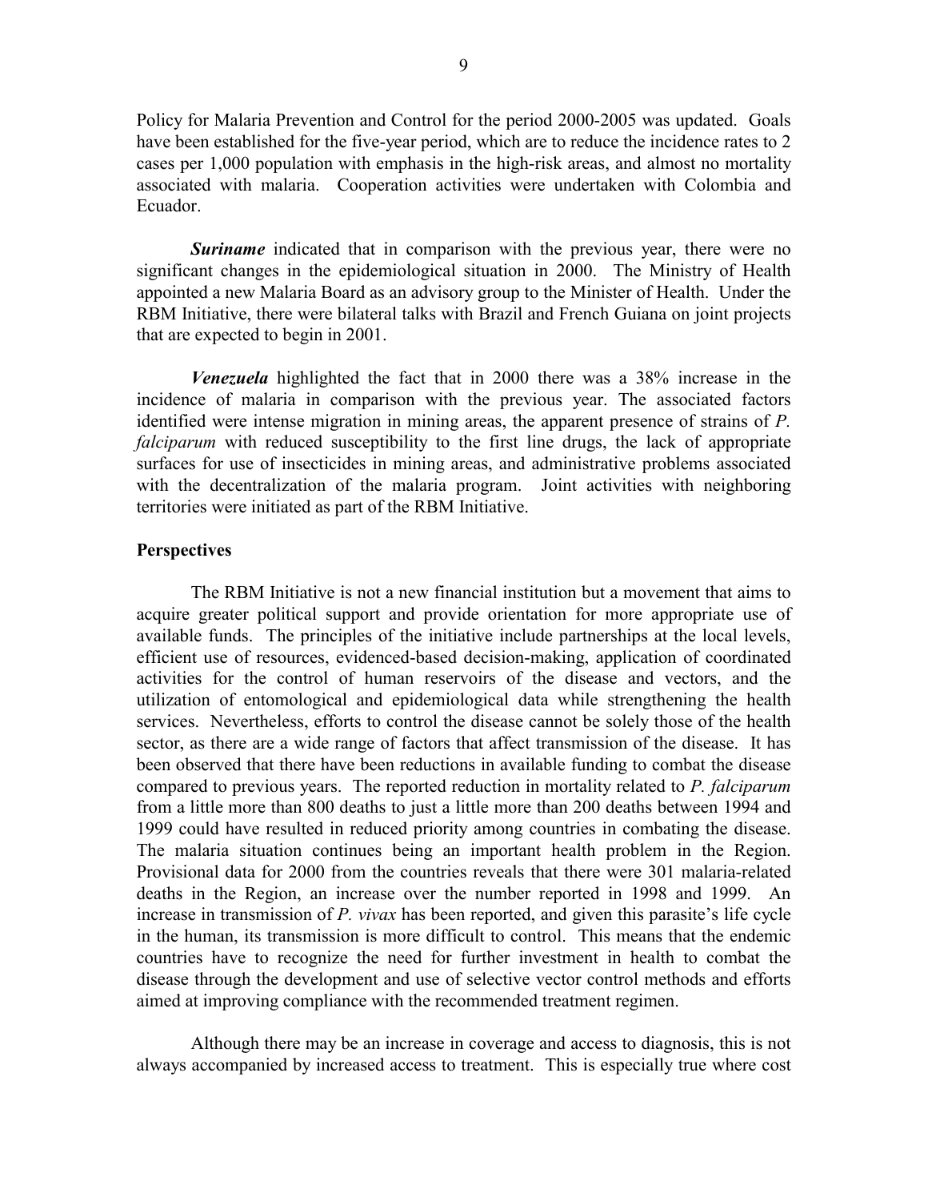Policy for Malaria Prevention and Control for the period 2000-2005 was updated. Goals have been established for the five-year period, which are to reduce the incidence rates to 2 cases per 1,000 population with emphasis in the high-risk areas, and almost no mortality associated with malaria. Cooperation activities were undertaken with Colombia and Ecuador.

***Suriname*** indicated that in comparison with the previous year, there were no significant changes in the epidemiological situation in 2000. The Ministry of Health appointed a new Malaria Board as an advisory group to the Minister of Health. Under the RBM Initiative, there were bilateral talks with Brazil and French Guiana on joint projects that are expected to begin in 2001.

***Venezuela*** highlighted the fact that in 2000 there was a 38% increase in the incidence of malaria in comparison with the previous year. The associated factors identified were intense migration in mining areas, the apparent presence of strains of *P. falciparum* with reduced susceptibility to the first line drugs, the lack of appropriate surfaces for use of insecticides in mining areas, and administrative problems associated with the decentralization of the malaria program. Joint activities with neighboring territories were initiated as part of the RBM Initiative.

**Perspectives**

The RBM Initiative is not a new financial institution but a movement that aims to acquire greater political support and provide orientation for more appropriate use of available funds. The principles of the initiative include partnerships at the local levels, efficient use of resources, evidenced-based decision-making, application of coordinated activities for the control of human reservoirs of the disease and vectors, and the utilization of entomological and epidemiological data while strengthening the health services. Nevertheless, efforts to control the disease cannot be solely those of the health sector, as there are a wide range of factors that affect transmission of the disease. It has been observed that there have been reductions in available funding to combat the disease compared to previous years. The reported reduction in mortality related to *P. falciparum* from a little more than 800 deaths to just a little more than 200 deaths between 1994 and 1999 could have resulted in reduced priority among countries in combating the disease. The malaria situation continues being an important health problem in the Region. Provisional data for 2000 from the countries reveals that there were 301 malaria-related deaths in the Region, an increase over the number reported in 1998 and 1999. An increase in transmission of *P. vivax* has been reported, and given this parasite's life cycle in the human, its transmission is more difficult to control. This means that the endemic countries have to recognize the need for further investment in health to combat the disease through the development and use of selective vector control methods and efforts aimed at improving compliance with the recommended treatment regimen.

Although there may be an increase in coverage and access to diagnosis, this is not always accompanied by increased access to treatment. This is especially true where cost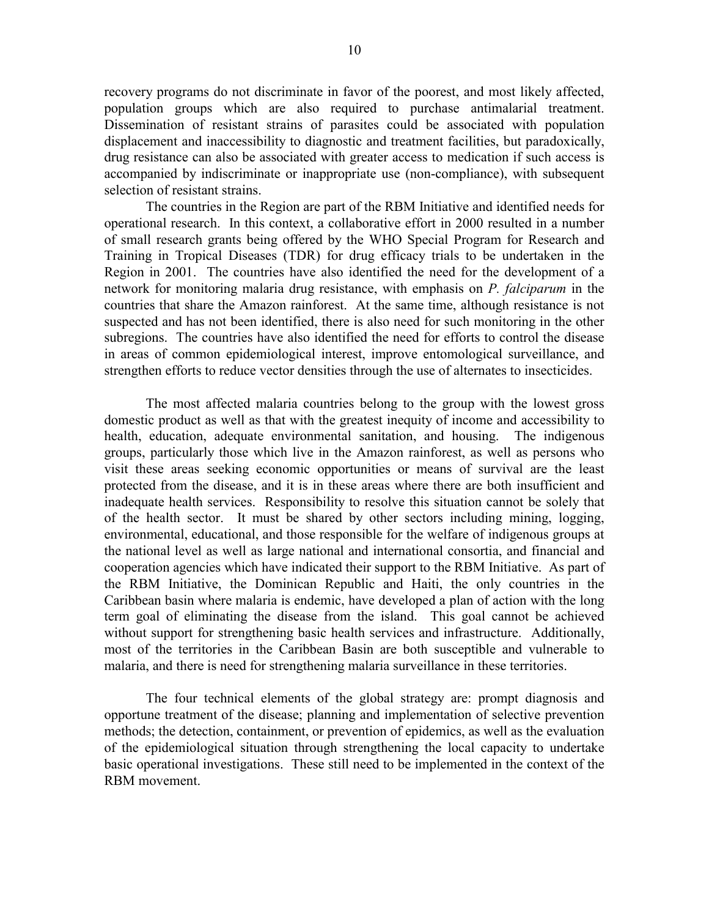recovery programs do not discriminate in favor of the poorest, and most likely affected, population groups which are also required to purchase antimalarial treatment. Dissemination of resistant strains of parasites could be associated with population displacement and inaccessibility to diagnostic and treatment facilities, but paradoxically, drug resistance can also be associated with greater access to medication if such access is accompanied by indiscriminate or inappropriate use (non-compliance), with subsequent selection of resistant strains.

The countries in the Region are part of the RBM Initiative and identified needs for operational research. In this context, a collaborative effort in 2000 resulted in a number of small research grants being offered by the WHO Special Program for Research and Training in Tropical Diseases (TDR) for drug efficacy trials to be undertaken in the Region in 2001. The countries have also identified the need for the development of a network for monitoring malaria drug resistance, with emphasis on *P. falciparum* in the countries that share the Amazon rainforest. At the same time, although resistance is not suspected and has not been identified, there is also need for such monitoring in the other subregions. The countries have also identified the need for efforts to control the disease in areas of common epidemiological interest, improve entomological surveillance, and strengthen efforts to reduce vector densities through the use of alternates to insecticides.

The most affected malaria countries belong to the group with the lowest gross domestic product as well as that with the greatest inequity of income and accessibility to health, education, adequate environmental sanitation, and housing. The indigenous groups, particularly those which live in the Amazon rainforest, as well as persons who visit these areas seeking economic opportunities or means of survival are the least protected from the disease, and it is in these areas where there are both insufficient and inadequate health services. Responsibility to resolve this situation cannot be solely that of the health sector. It must be shared by other sectors including mining, logging, environmental, educational, and those responsible for the welfare of indigenous groups at the national level as well as large national and international consortia, and financial and cooperation agencies which have indicated their support to the RBM Initiative. As part of the RBM Initiative, the Dominican Republic and Haiti, the only countries in the Caribbean basin where malaria is endemic, have developed a plan of action with the long term goal of eliminating the disease from the island. This goal cannot be achieved without support for strengthening basic health services and infrastructure. Additionally, most of the territories in the Caribbean Basin are both susceptible and vulnerable to malaria, and there is need for strengthening malaria surveillance in these territories.

The four technical elements of the global strategy are: prompt diagnosis and opportune treatment of the disease; planning and implementation of selective prevention methods; the detection, containment, or prevention of epidemics, as well as the evaluation of the epidemiological situation through strengthening the local capacity to undertake basic operational investigations. These still need to be implemented in the context of the RBM movement.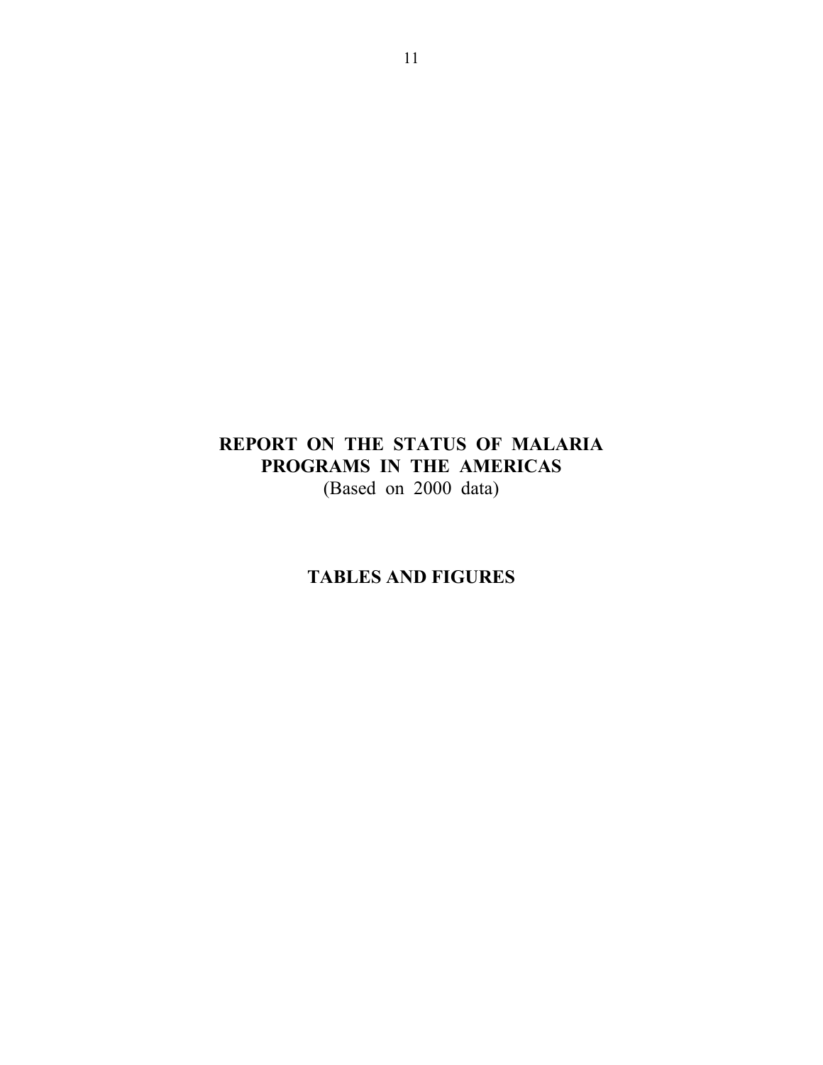# REPORT ON THE STATUS OF MALARIA PROGRAMS IN THE AMERICAS

(Based on 2000 data)

# TABLES AND FIGURES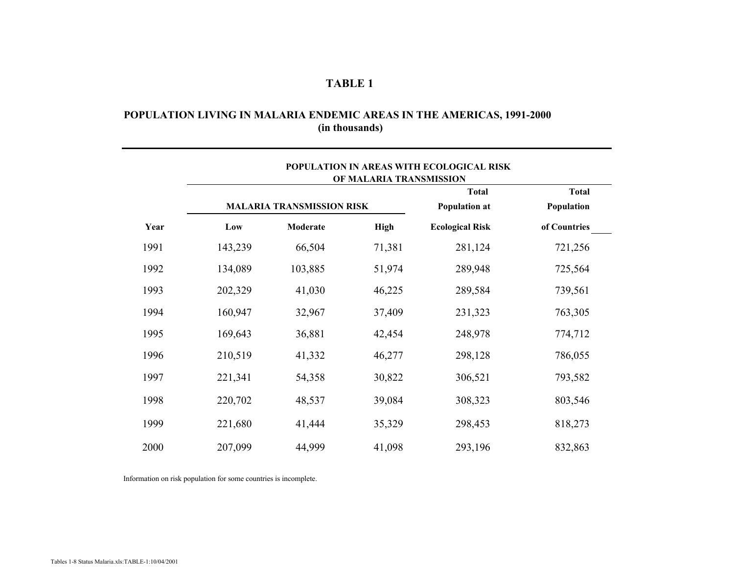## TABLE 1

### POPULATION LIVING IN MALARIA ENDEMIC AREAS IN THE AMERICAS, 1991-2000
**(in thousands)**

| | POPULATION IN AREAS WITH ECOLOGICAL RISK OF MALARIA TRANSMISSION | | | | |
|---|---|---|---|---|---|
| | MALARIA TRANSMISSION RISK | | | Total Population at | Total Population |
| **Year** | **Low** | **Moderate** | **High** | **Ecological Risk** | **of Countries** |
| 1991 | 143,239 | 66,504 | 71,381 | 281,124 | 721,256 |
| 1992 | 134,089 | 103,885 | 51,974 | 289,948 | 725,564 |
| 1993 | 202,329 | 41,030 | 46,225 | 289,584 | 739,561 |
| 1994 | 160,947 | 32,967 | 37,409 | 231,323 | 763,305 |
| 1995 | 169,643 | 36,881 | 42,454 | 248,978 | 774,712 |
| 1996 | 210,519 | 41,332 | 46,277 | 298,128 | 786,055 |
| 1997 | 221,341 | 54,358 | 30,822 | 306,521 | 793,582 |
| 1998 | 220,702 | 48,537 | 39,084 | 308,323 | 803,546 |
| 1999 | 221,680 | 41,444 | 35,329 | 298,453 | 818,273 |
| 2000 | 207,099 | 44,999 | 41,098 | 293,196 | 832,863 |

Information on risk population for some countries is incomplete.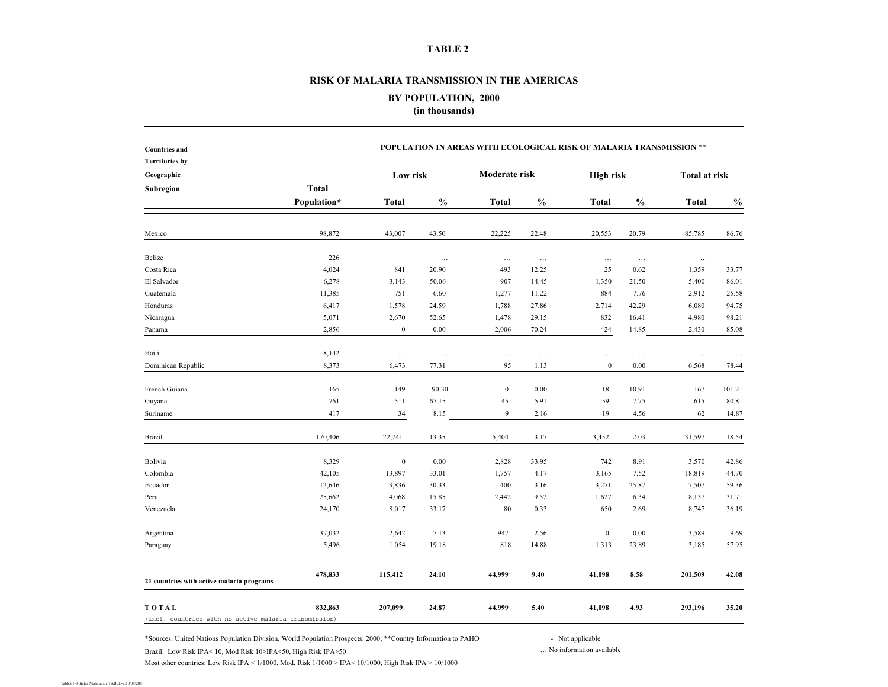# TABLE 2

## RISK OF MALARIA TRANSMISSION IN THE AMERICAS

### BY POPULATION, 2000
### (in thousands)

| Countries and Territories by Geographic Subregion | Total Population* | POPULATION IN AREAS WITH ECOLOGICAL RISK OF MALARIA TRANSMISSION ** | | | | | | | |
|---|---|---|---|---|---|---|---|---|---|
| | | Low risk | | Moderate risk | | High risk | | Total at risk | |
| | | Total | % | Total | % | Total | % | Total | % |
| Mexico | 98,872 | 43,007 | 43.50 | 22,225 | 22.48 | 20,553 | 20.79 | 85,785 | 86.76 |
| Belize | 226 | | … | … | … | … | … | … | |
| Costa Rica | 4,024 | 841 | 20.90 | 493 | 12.25 | 25 | 0.62 | 1,359 | 33.77 |
| El Salvador | 6,278 | 3,143 | 50.06 | 907 | 14.45 | 1,350 | 21.50 | 5,400 | 86.01 |
| Guatemala | 11,385 | 751 | 6.60 | 1,277 | 11.22 | 884 | 7.76 | 2,912 | 25.58 |
| Honduras | 6,417 | 1,578 | 24.59 | 1,788 | 27.86 | 2,714 | 42.29 | 6,080 | 94.75 |
| Nicaragua | 5,071 | 2,670 | 52.65 | 1,478 | 29.15 | 832 | 16.41 | 4,980 | 98.21 |
| Panama | 2,856 | 0 | 0.00 | 2,006 | 70.24 | 424 | 14.85 | 2,430 | 85.08 |
| Haiti | 8,142 | … | … | … | … | … | … | … | … |
| Dominican Republic | 8,373 | 6,473 | 77.31 | 95 | 1.13 | 0 | 0.00 | 6,568 | 78.44 |
| French Guiana | 165 | 149 | 90.30 | 0 | 0.00 | 18 | 10.91 | 167 | 101.21 |
| Guyana | 761 | 511 | 67.15 | 45 | 5.91 | 59 | 7.75 | 615 | 80.81 |
| Suriname | 417 | 34 | 8.15 | 9 | 2.16 | 19 | 4.56 | 62 | 14.87 |
| Brazil | 170,406 | 22,741 | 13.35 | 5,404 | 3.17 | 3,452 | 2.03 | 31,597 | 18.54 |
| Bolivia | 8,329 | 0 | 0.00 | 2,828 | 33.95 | 742 | 8.91 | 3,570 | 42.86 |
| Colombia | 42,105 | 13,897 | 33.01 | 1,757 | 4.17 | 3,165 | 7.52 | 18,819 | 44.70 |
| Ecuador | 12,646 | 3,836 | 30.33 | 400 | 3.16 | 3,271 | 25.87 | 7,507 | 59.36 |
| Peru | 25,662 | 4,068 | 15.85 | 2,442 | 9.52 | 1,627 | 6.34 | 8,137 | 31.71 |
| Venezuela | 24,170 | 8,017 | 33.17 | 80 | 0.33 | 650 | 2.69 | 8,747 | 36.19 |
| Argentina | 37,032 | 2,642 | 7.13 | 947 | 2.56 | 0 | 0.00 | 3,589 | 9.69 |
| Paraguay | 5,496 | 1,054 | 19.18 | 818 | 14.88 | 1,313 | 23.89 | 3,185 | 57.95 |
| **21 countries with active malaria programs** | **478,833** | **115,412** | **24.10** | **44,999** | **9.40** | **41,098** | **8.58** | **201,509** | **42.08** |
| **TOTAL** (incl. countries with no active malaria transmission) | **832,863** | **207,099** | **24.87** | **44,999** | **5.40** | **41,098** | **4.93** | **293,196** | **35.20** |

*Sources: United Nations Population Division, World Population Prospects: 2000; **Country Information to PAHO

Brazil: Low Risk IPA< 10, Mod Risk 10>IPA<50, High Risk IPA>50

Most other countries: Low Risk IPA < 1/1000, Mod. Risk 1/1000 > IPA< 10/1000, High Risk IPA > 10/1000

- Not applicable

… No information available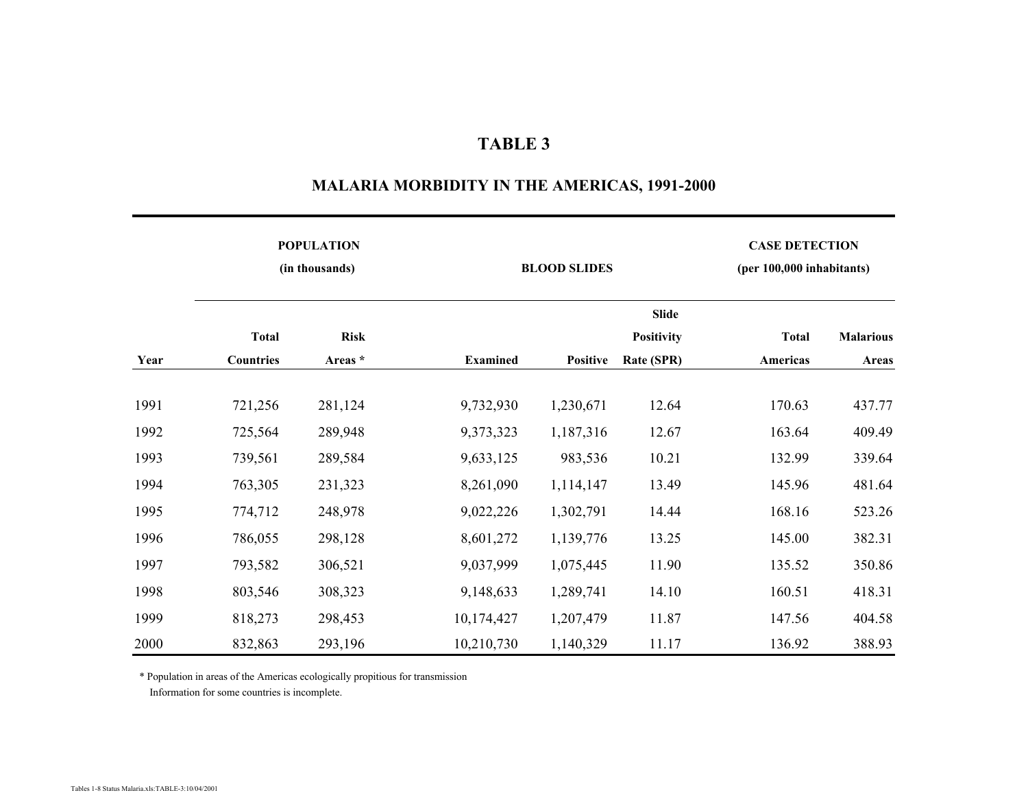# TABLE 3

## MALARIA MORBIDITY IN THE AMERICAS, 1991-2000

| | POPULATION (in thousands) | | BLOOD SLIDES | | | CASE DETECTION (per 100,000 inhabitants) | |
|---|---|---|---|---|---|---|---|
| Year | Total Countries | Risk Areas * | Examined | Positive | Slide Positivity Rate (SPR) | Total Americas | Malarious Areas |
| 1991 | 721,256 | 281,124 | 9,732,930 | 1,230,671 | 12.64 | 170.63 | 437.77 |
| 1992 | 725,564 | 289,948 | 9,373,323 | 1,187,316 | 12.67 | 163.64 | 409.49 |
| 1993 | 739,561 | 289,584 | 9,633,125 | 983,536 | 10.21 | 132.99 | 339.64 |
| 1994 | 763,305 | 231,323 | 8,261,090 | 1,114,147 | 13.49 | 145.96 | 481.64 |
| 1995 | 774,712 | 248,978 | 9,022,226 | 1,302,791 | 14.44 | 168.16 | 523.26 |
| 1996 | 786,055 | 298,128 | 8,601,272 | 1,139,776 | 13.25 | 145.00 | 382.31 |
| 1997 | 793,582 | 306,521 | 9,037,999 | 1,075,445 | 11.90 | 135.52 | 350.86 |
| 1998 | 803,546 | 308,323 | 9,148,633 | 1,289,741 | 14.10 | 160.51 | 418.31 |
| 1999 | 818,273 | 298,453 | 10,174,427 | 1,207,479 | 11.87 | 147.56 | 404.58 |
| 2000 | 832,863 | 293,196 | 10,210,730 | 1,140,329 | 11.17 | 136.92 | 388.93 |

* Population in areas of the Americas ecologically propitious for transmission
Information for some countries is incomplete.

Tables 1-8 Status Malaria.xls:TABLE-3:10/04/2001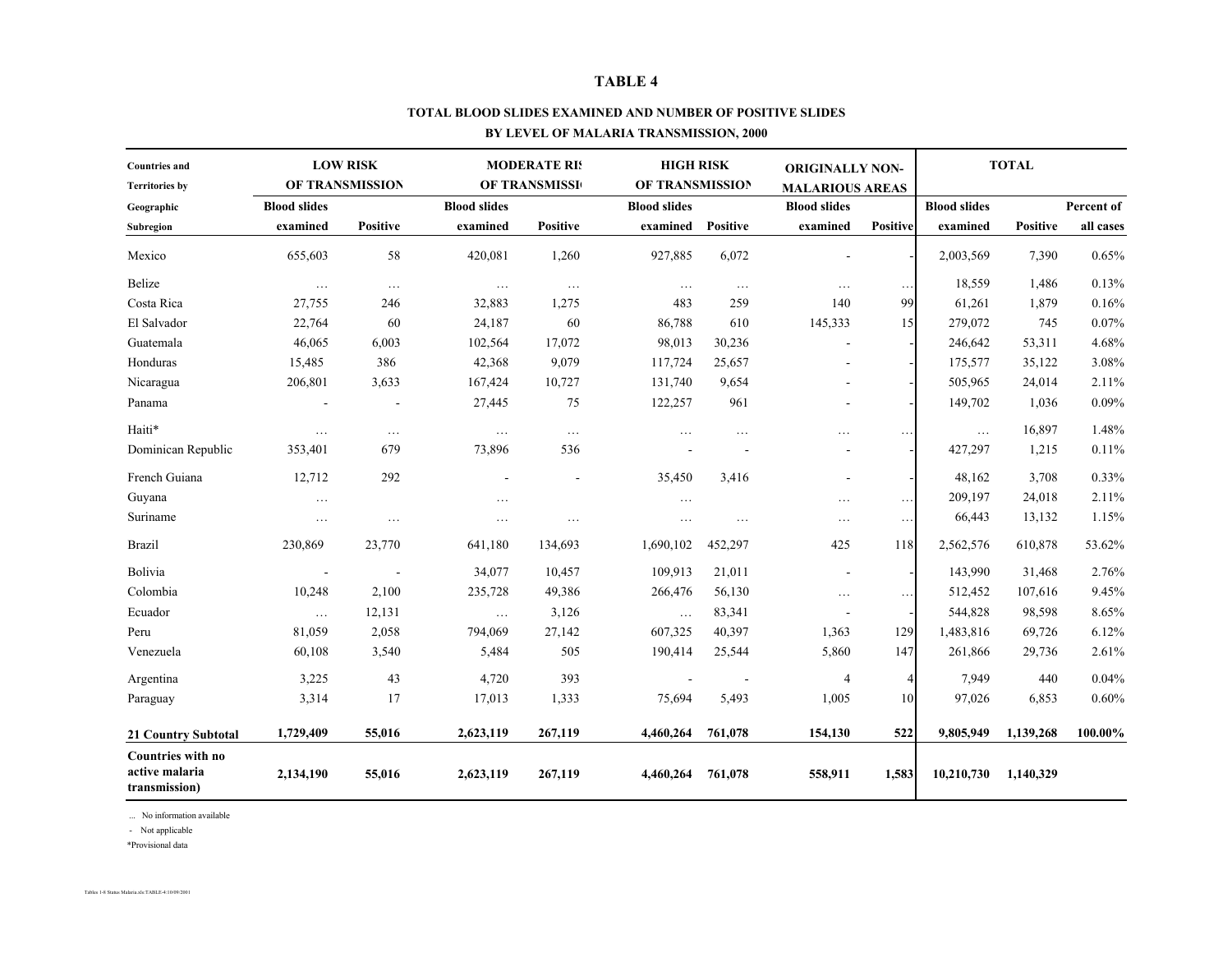# TABLE 4

## TOTAL BLOOD SLIDES EXAMINED AND NUMBER OF POSITIVE SLIDES BY LEVEL OF MALARIA TRANSMISSION, 2000

| Countries and Territories by Geographic Subregion | LOW RISK OF TRANSMISSION | | MODERATE RISK OF TRANSMISSION | | HIGH RISK OF TRANSMISSION | | ORIGINALLY NON-MALARIOUS AREAS | | TOTAL | | |
|---|---|---|---|---|---|---|---|---|---|---|---|
| | Blood slides examined | Positive | Blood slides examined | Positive | Blood slides examined | Positive | Blood slides examined | Positive | Blood slides examined | Positive | Percent of all cases |
| Mexico | 655,603 | 58 | 420,081 | 1,260 | 927,885 | 6,072 | - | - | 2,003,569 | 7,390 | 0.65% |
| Belize | … | … | … | … | … | … | … | … | 18,559 | 1,486 | 0.13% |
| Costa Rica | 27,755 | 246 | 32,883 | 1,275 | 483 | 259 | 140 | 99 | 61,261 | 1,879 | 0.16% |
| El Salvador | 22,764 | 60 | 24,187 | 60 | 86,788 | 610 | 145,333 | 15 | 279,072 | 745 | 0.07% |
| Guatemala | 46,065 | 6,003 | 102,564 | 17,072 | 98,013 | 30,236 | - | - | 246,642 | 53,311 | 4.68% |
| Honduras | 15,485 | 386 | 42,368 | 9,079 | 117,724 | 25,657 | - | - | 175,577 | 35,122 | 3.08% |
| Nicaragua | 206,801 | 3,633 | 167,424 | 10,727 | 131,740 | 9,654 | - | - | 505,965 | 24,014 | 2.11% |
| Panama | - | - | 27,445 | 75 | 122,257 | 961 | - | - | 149,702 | 1,036 | 0.09% |
| Haiti* | … | … | … | … | … | … | … | … | … | 16,897 | 1.48% |
| Dominican Republic | 353,401 | 679 | 73,896 | 536 | - | - | - | - | 427,297 | 1,215 | 0.11% |
| French Guiana | 12,712 | 292 | - | - | 35,450 | 3,416 | - | - | 48,162 | 3,708 | 0.33% |
| Guyana | … | | … | | … | | … | … | 209,197 | 24,018 | 2.11% |
| Suriname | … | … | … | … | … | … | … | … | 66,443 | 13,132 | 1.15% |
| Brazil | 230,869 | 23,770 | 641,180 | 134,693 | 1,690,102 | 452,297 | 425 | 118 | 2,562,576 | 610,878 | 53.62% |
| Bolivia | - | - | 34,077 | 10,457 | 109,913 | 21,011 | - | - | 143,990 | 31,468 | 2.76% |
| Colombia | 10,248 | 2,100 | 235,728 | 49,386 | 266,476 | 56,130 | … | … | 512,452 | 107,616 | 9.45% |
| Ecuador | … | 12,131 | … | 3,126 | … | 83,341 | - | - | 544,828 | 98,598 | 8.65% |
| Peru | 81,059 | 2,058 | 794,069 | 27,142 | 607,325 | 40,397 | 1,363 | 129 | 1,483,816 | 69,726 | 6.12% |
| Venezuela | 60,108 | 3,540 | 5,484 | 505 | 190,414 | 25,544 | 5,860 | 147 | 261,866 | 29,736 | 2.61% |
| Argentina | 3,225 | 43 | 4,720 | 393 | - | - | 4 | 4 | 7,949 | 440 | 0.04% |
| Paraguay | 3,314 | 17 | 17,013 | 1,333 | 75,694 | 5,493 | 1,005 | 10 | 97,026 | 6,853 | 0.60% |
| **21 Country Subtotal** | **1,729,409** | **55,016** | **2,623,119** | **267,119** | **4,460,264** | **761,078** | **154,130** | **522** | **9,805,949** | **1,139,268** | **100.00%** |
| **Countries with no active malaria transmission)** | **2,134,190** | **55,016** | **2,623,119** | **267,119** | **4,460,264** | **761,078** | **558,911** | **1,583** | **10,210,730** | **1,140,329** | |

... No information available

\- Not applicable

*Provisional data

Tables 1-8 Status Malaria.xls:TABLE-4:10/09/2001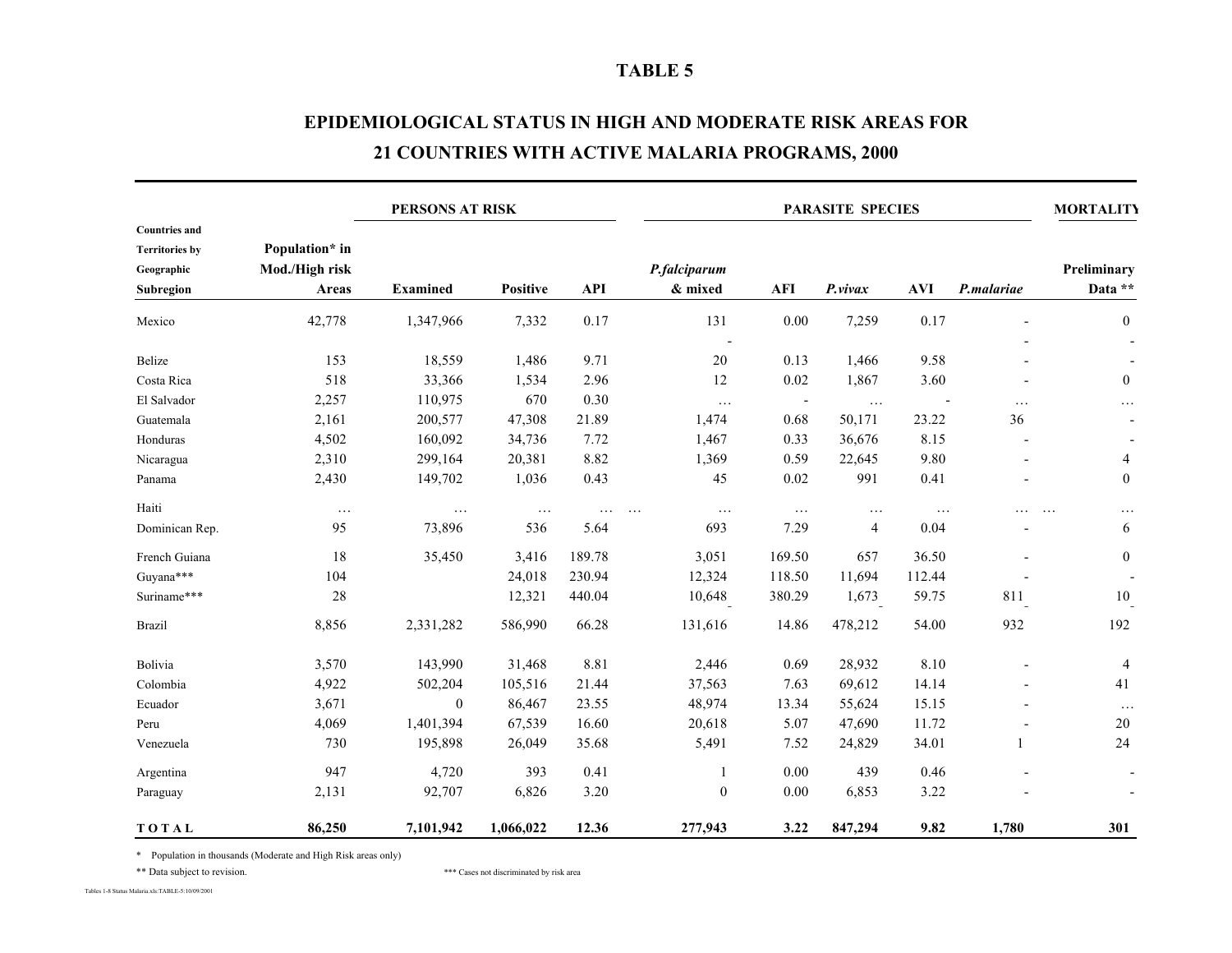# TABLE 5

## EPIDEMIOLOGICAL STATUS IN HIGH AND MODERATE RISK AREAS FOR 21 COUNTRIES WITH ACTIVE MALARIA PROGRAMS, 2000

| Countries and Territories by Geographic Subregion | Population* in Mod./High risk Areas | PERSONS AT RISK Examined | Positive | API | PARASITE SPECIES *P.falciparum* & mixed | AFI | *P.vivax* | AVI | *P.malariae* | MORTALITY Preliminary Data ** |
|---|---|---|---|---|---|---|---|---|---|---|
| Mexico | 42,778 | 1,347,966 | 7,332 | 0.17 | 131 | 0.00 | 7,259 | 0.17 | - | 0 |
| | | | | | - | | | | - | - |
| Belize | 153 | 18,559 | 1,486 | 9.71 | 20 | 0.13 | 1,466 | 9.58 | - | - |
| Costa Rica | 518 | 33,366 | 1,534 | 2.96 | 12 | 0.02 | 1,867 | 3.60 | - | 0 |
| El Salvador | 2,257 | 110,975 | 670 | 0.30 | … | - | … | - | … | … |
| Guatemala | 2,161 | 200,577 | 47,308 | 21.89 | 1,474 | 0.68 | 50,171 | 23.22 | 36 | - |
| Honduras | 4,502 | 160,092 | 34,736 | 7.72 | 1,467 | 0.33 | 36,676 | 8.15 | - | - |
| Nicaragua | 2,310 | 299,164 | 20,381 | 8.82 | 1,369 | 0.59 | 22,645 | 9.80 | - | 4 |
| Panama | 2,430 | 149,702 | 1,036 | 0.43 | 45 | 0.02 | 991 | 0.41 | - | 0 |
| Haiti | … | … | … | … | … | … | … | … | … | … |
| Dominican Rep. | 95 | 73,896 | 536 | 5.64 | 693 | 7.29 | 4 | 0.04 | - | 6 |
| French Guiana | 18 | 35,450 | 3,416 | 189.78 | 3,051 | 169.50 | 657 | 36.50 | - | 0 |
| Guyana*** | 104 | | 24,018 | 230.94 | 12,324 | 118.50 | 11,694 | 112.44 | - | - |
| Suriname*** | 28 | | 12,321 | 440.04 | 10,648 | 380.29 | 1,673 | 59.75 | 811 | 10 |
| Brazil | 8,856 | 2,331,282 | 586,990 | 66.28 | 131,616 | 14.86 | 478,212 | 54.00 | 932 | 192 |
| Bolivia | 3,570 | 143,990 | 31,468 | 8.81 | 2,446 | 0.69 | 28,932 | 8.10 | - | 4 |
| Colombia | 4,922 | 502,204 | 105,516 | 21.44 | 37,563 | 7.63 | 69,612 | 14.14 | - | 41 |
| Ecuador | 3,671 | 0 | 86,467 | 23.55 | 48,974 | 13.34 | 55,624 | 15.15 | - | … |
| Peru | 4,069 | 1,401,394 | 67,539 | 16.60 | 20,618 | 5.07 | 47,690 | 11.72 | - | 20 |
| Venezuela | 730 | 195,898 | 26,049 | 35.68 | 5,491 | 7.52 | 24,829 | 34.01 | 1 | 24 |
| Argentina | 947 | 4,720 | 393 | 0.41 | 1 | 0.00 | 439 | 0.46 | - | - |
| Paraguay | 2,131 | 92,707 | 6,826 | 3.20 | 0 | 0.00 | 6,853 | 3.22 | - | - |
| **T O T A L** | **86,250** | **7,101,942** | **1,066,022** | **12.36** | **277,943** | **3.22** | **847,294** | **9.82** | **1,780** | **301** |

\* Population in thousands (Moderate and High Risk areas only)

** Data subject to revision.

*** Cases not discriminated by risk area

Tables 1-8 Status Malaria.xls:TABLE-5:10/09/2001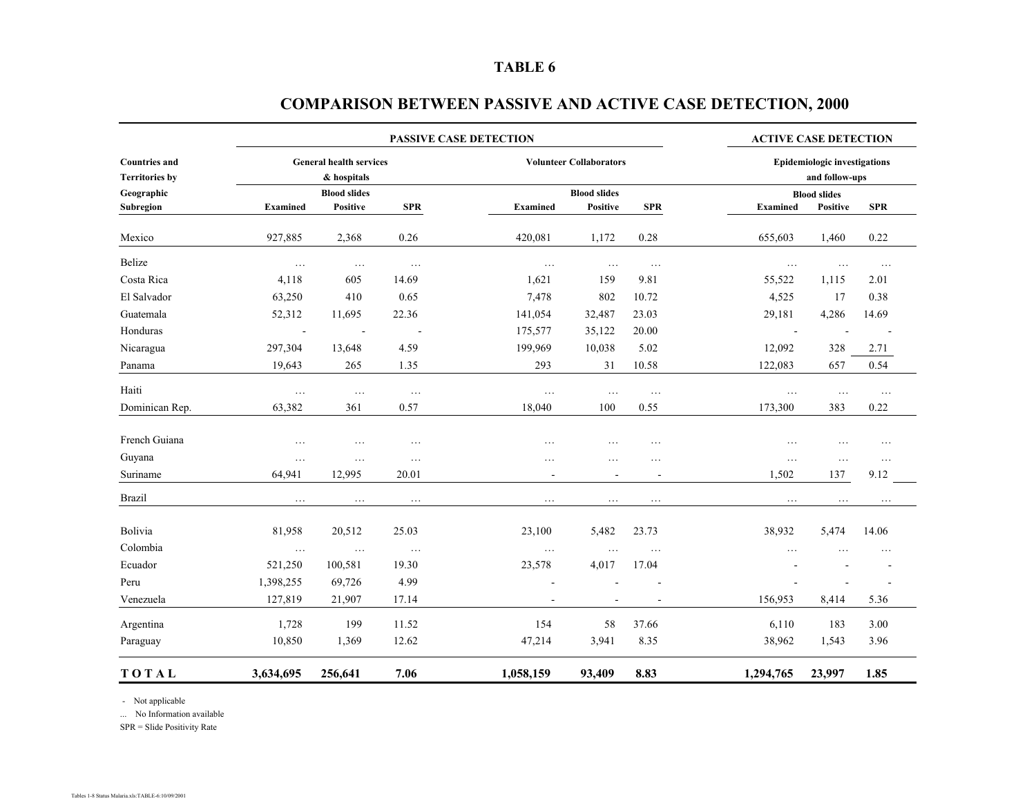# TABLE 6

## COMPARISON BETWEEN PASSIVE AND ACTIVE CASE DETECTION, 2000

| Countries and Territories by Geographic Subregion | PASSIVE CASE DETECTION | | | | | | ACTIVE CASE DETECTION | | |
|---|---|---|---|---|---|---|---|---|---|
| | General health services & hospitals | | | Volunteer Collaborators | | | Epidemiologic investigations and follow-ups | | |
| | Blood slides | | | Blood slides | | | Blood slides | | |
| | Examined | Positive | SPR | Examined | Positive | SPR | Examined | Positive | SPR |
| Mexico | 927,885 | 2,368 | 0.26 | 420,081 | 1,172 | 0.28 | 655,603 | 1,460 | 0.22 |
| Belize | … | … | … | … | … | … | … | … | … |
| Costa Rica | 4,118 | 605 | 14.69 | 1,621 | 159 | 9.81 | 55,522 | 1,115 | 2.01 |
| El Salvador | 63,250 | 410 | 0.65 | 7,478 | 802 | 10.72 | 4,525 | 17 | 0.38 |
| Guatemala | 52,312 | 11,695 | 22.36 | 141,054 | 32,487 | 23.03 | 29,181 | 4,286 | 14.69 |
| Honduras | - | - | - | 175,577 | 35,122 | 20.00 | - | - | - |
| Nicaragua | 297,304 | 13,648 | 4.59 | 199,969 | 10,038 | 5.02 | 12,092 | 328 | 2.71 |
| Panama | 19,643 | 265 | 1.35 | 293 | 31 | 10.58 | 122,083 | 657 | 0.54 |
| Haiti | … | … | … | … | … | … | … | … | … |
| Dominican Rep. | 63,382 | 361 | 0.57 | 18,040 | 100 | 0.55 | 173,300 | 383 | 0.22 |
| French Guiana | … | … | … | … | … | … | … | … | … |
| Guyana | … | … | … | … | … | … | … | … | … |
| Suriname | 64,941 | 12,995 | 20.01 | - | - | - | 1,502 | 137 | 9.12 |
| Brazil | … | … | … | … | … | … | … | … | … |
| Bolivia | 81,958 | 20,512 | 25.03 | 23,100 | 5,482 | 23.73 | 38,932 | 5,474 | 14.06 |
| Colombia | … | … | … | … | … | … | … | … | … |
| Ecuador | 521,250 | 100,581 | 19.30 | 23,578 | 4,017 | 17.04 | - | - | - |
| Peru | 1,398,255 | 69,726 | 4.99 | - | - | - | - | - | - |
| Venezuela | 127,819 | 21,907 | 17.14 | - | - | - | 156,953 | 8,414 | 5.36 |
| Argentina | 1,728 | 199 | 11.52 | 154 | 58 | 37.66 | 6,110 | 183 | 3.00 |
| Paraguay | 10,850 | 1,369 | 12.62 | 47,214 | 3,941 | 8.35 | 38,962 | 1,543 | 3.96 |
| **TOTAL** | **3,634,695** | **256,641** | **7.06** | **1,058,159** | **93,409** | **8.83** | **1,294,765** | **23,997** | **1.85** |

- Not applicable

... No Information available

SPR = Slide Positivity Rate

Tables 1-8 Status Malaria.xls:TABLE-6:10/09/2001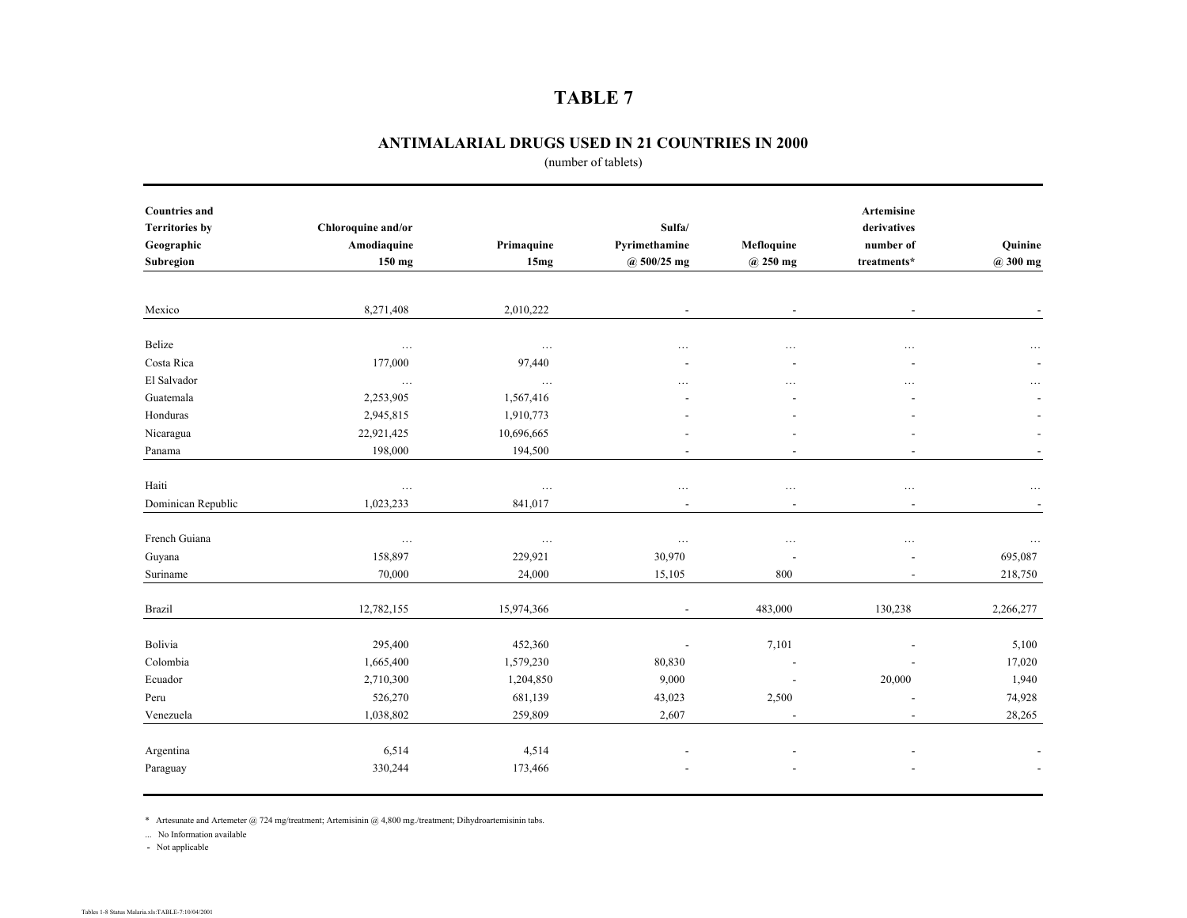# TABLE 7

## ANTIMALARIAL DRUGS USED IN 21 COUNTRIES IN 2000

(number of tablets)

| Countries and Territories by Geographic Subregion | Chloroquine and/or Amodiaquine 150 mg | Primaquine 15mg | Sulfa/ Pyrimethamine @ 500/25 mg | Mefloquine @ 250 mg | Artemisine derivatives number of treatments* | Quinine @ 300 mg |
|---|---|---|---|---|---|---|
| Mexico | 8,271,408 | 2,010,222 | - | - | - | - |
| Belize | … | … | … | … | … | … |
| Costa Rica | 177,000 | 97,440 | - | - | - | - |
| El Salvador | … | … | … | … | … | … |
| Guatemala | 2,253,905 | 1,567,416 | - | - | - | - |
| Honduras | 2,945,815 | 1,910,773 | - | - | - | - |
| Nicaragua | 22,921,425 | 10,696,665 | - | - | - | - |
| Panama | 198,000 | 194,500 | - | - | - | - |
| Haiti | … | … | … | … | … | … |
| Dominican Republic | 1,023,233 | 841,017 | - | - | - | - |
| French Guiana | … | … | … | … | … | … |
| Guyana | 158,897 | 229,921 | 30,970 | - | - | 695,087 |
| Suriname | 70,000 | 24,000 | 15,105 | 800 | - | 218,750 |
| Brazil | 12,782,155 | 15,974,366 | - | 483,000 | 130,238 | 2,266,277 |
| Bolivia | 295,400 | 452,360 | - | 7,101 | - | 5,100 |
| Colombia | 1,665,400 | 1,579,230 | 80,830 | - | - | 17,020 |
| Ecuador | 2,710,300 | 1,204,850 | 9,000 | - | 20,000 | 1,940 |
| Peru | 526,270 | 681,139 | 43,023 | 2,500 | - | 74,928 |
| Venezuela | 1,038,802 | 259,809 | 2,607 | - | - | 28,265 |
| Argentina | 6,514 | 4,514 | - | - | - | - |
| Paraguay | 330,244 | 173,466 | - | - | - | - |

\* Artesunate and Artemeter @ 724 mg/treatment; Artemisinin @ 4,800 mg./treatment; Dihydroartemisinin tabs.

... No Information available

\- Not applicable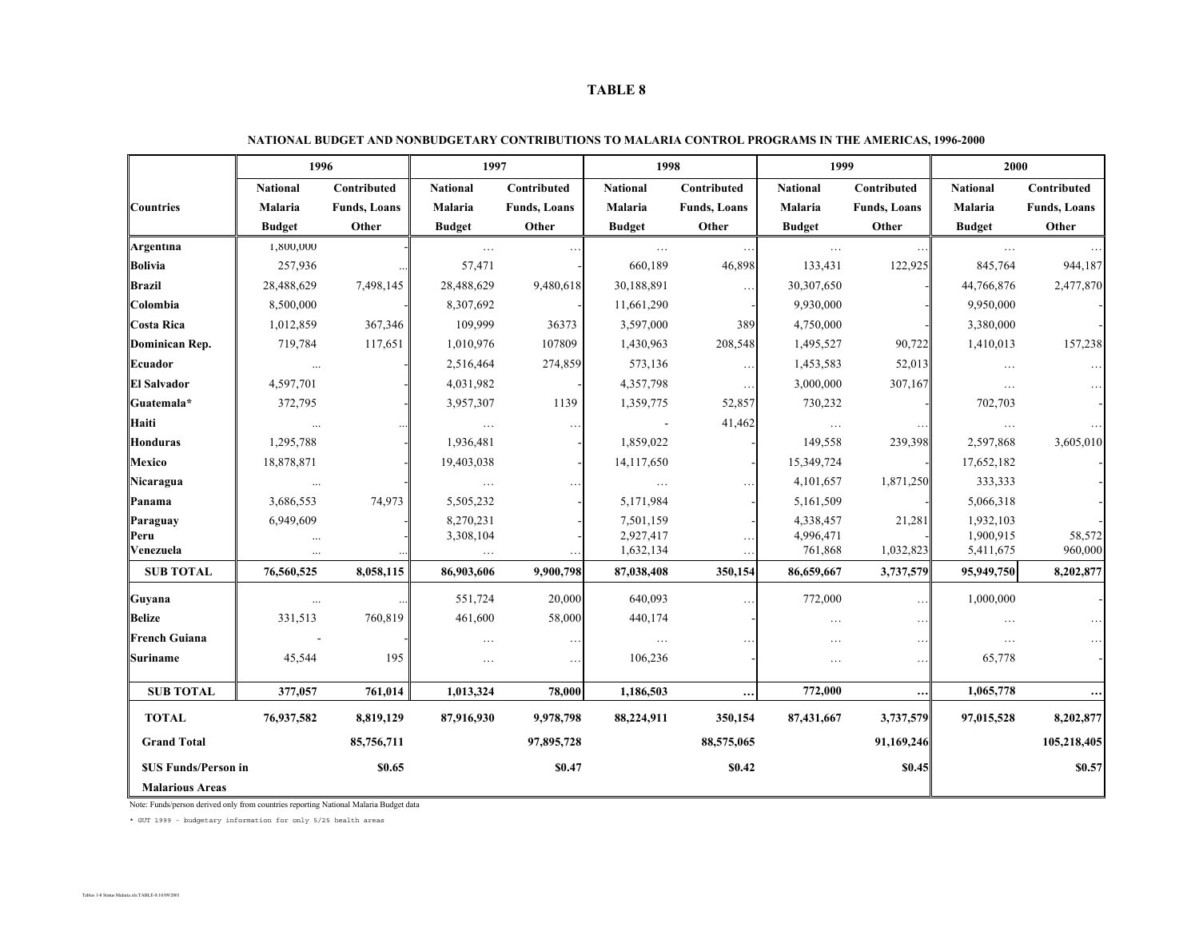# TABLE 8

**NATIONAL BUDGET AND NONBUDGETARY CONTRIBUTIONS TO MALARIA CONTROL PROGRAMS IN THE AMERICAS, 1996-2000**

| | 1996 | | 1997 | | 1998 | | 1999 | | 2000 | |
|---|---|---|---|---|---|---|---|---|---|---|
| Countries | National Malaria Budget | Contributed Funds, Loans Other | National Malaria Budget | Contributed Funds, Loans Other | National Malaria Budget | Contributed Funds, Loans Other | National Malaria Budget | Contributed Funds, Loans Other | National Malaria Budget | Contributed Funds, Loans Other |
| **Argentina** | 1,800,000 | - | … | … | … | … | … | … | … | … |
| **Bolivia** | 257,936 | ... | 57,471 | - | 660,189 | 46,898 | 133,431 | 122,925 | 845,764 | 944,187 |
| **Brazil** | 28,488,629 | 7,498,145 | 28,488,629 | 9,480,618 | 30,188,891 | … | 30,307,650 | - | 44,766,876 | 2,477,870 |
| **Colombia** | 8,500,000 | - | 8,307,692 | - | 11,661,290 | - | 9,930,000 | - | 9,950,000 | - |
| **Costa Rica** | 1,012,859 | 367,346 | 109,999 | 36373 | 3,597,000 | 389 | 4,750,000 | - | 3,380,000 | - |
| **Dominican Rep.** | 719,784 | 117,651 | 1,010,976 | 107809 | 1,430,963 | 208,548 | 1,495,527 | 90,722 | 1,410,013 | 157,238 |
| **Ecuador** | ... | - | 2,516,464 | 274,859 | 573,136 | … | 1,453,583 | 52,013 | … | … |
| **El Salvador** | 4,597,701 | - | 4,031,982 | - | 4,357,798 | … | 3,000,000 | 307,167 | … | … |
| **Guatemala*** | 372,795 | - | 3,957,307 | 1139 | 1,359,775 | 52,857 | 730,232 | - | 702,703 | - |
| **Haiti** | ... | ... | … | … | - | 41,462 | … | … | … | … |
| **Honduras** | 1,295,788 | - | 1,936,481 | - | 1,859,022 | - | 149,558 | 239,398 | 2,597,868 | 3,605,010 |
| **Mexico** | 18,878,871 | - | 19,403,038 | - | 14,117,650 | - | 15,349,724 | - | 17,652,182 | - |
| **Nicaragua** | ... | - | … | … | … | … | 4,101,657 | 1,871,250 | 333,333 | - |
| **Panama** | 3,686,553 | 74,973 | 5,505,232 | - | 5,171,984 | - | 5,161,509 | - | 5,066,318 | - |
| **Paraguay** | 6,949,609 | - | 8,270,231 | - | 7,501,159 | - | 4,338,457 | 21,281 | 1,932,103 | - |
| **Peru** | ... | - | 3,308,104 | - | 2,927,417 | … | 4,996,471 | - | 1,900,915 | 58,572 |
| **Venezuela** | ... | ... | … | … | 1,632,134 | … | 761,868 | 1,032,823 | 5,411,675 | 960,000 |
| **SUB TOTAL** | **76,560,525** | **8,058,115** | **86,903,606** | **9,900,798** | **87,038,408** | **350,154** | **86,659,667** | **3,737,579** | **95,949,750** | **8,202,877** |
| **Guyana** | ... | ... | 551,724 | 20,000 | 640,093 | … | 772,000 | … | 1,000,000 | - |
| **Belize** | 331,513 | 760,819 | 461,600 | 58,000 | 440,174 | - | … | … | … | … |
| **French Guiana** | - | - | … | … | … | … | … | … | … | … |
| **Suriname** | 45,544 | 195 | … | … | 106,236 | - | … | … | 65,778 | - |
| **SUB TOTAL** | **377,057** | **761,014** | **1,013,324** | **78,000** | **1,186,503** | **…** | **772,000** | **…** | **1,065,778** | **…** |
| **TOTAL** | **76,937,582** | **8,819,129** | **87,916,930** | **9,978,798** | **88,224,911** | **350,154** | **87,431,667** | **3,737,579** | **97,015,528** | **8,202,877** |
| **Grand Total** | | **85,756,711** | | **97,895,728** | | **88,575,065** | | **91,169,246** | | **105,218,405** |
| **$US Funds/Person in Malarious Areas** | | **$0.65** | | **$0.47** | | **$0.42** | | **$0.45** | | **$0.57** |

Note: Funds/person derived only from countries reporting National Malaria Budget data

* GUT 1999 - budgetary information for only 5/25 health areas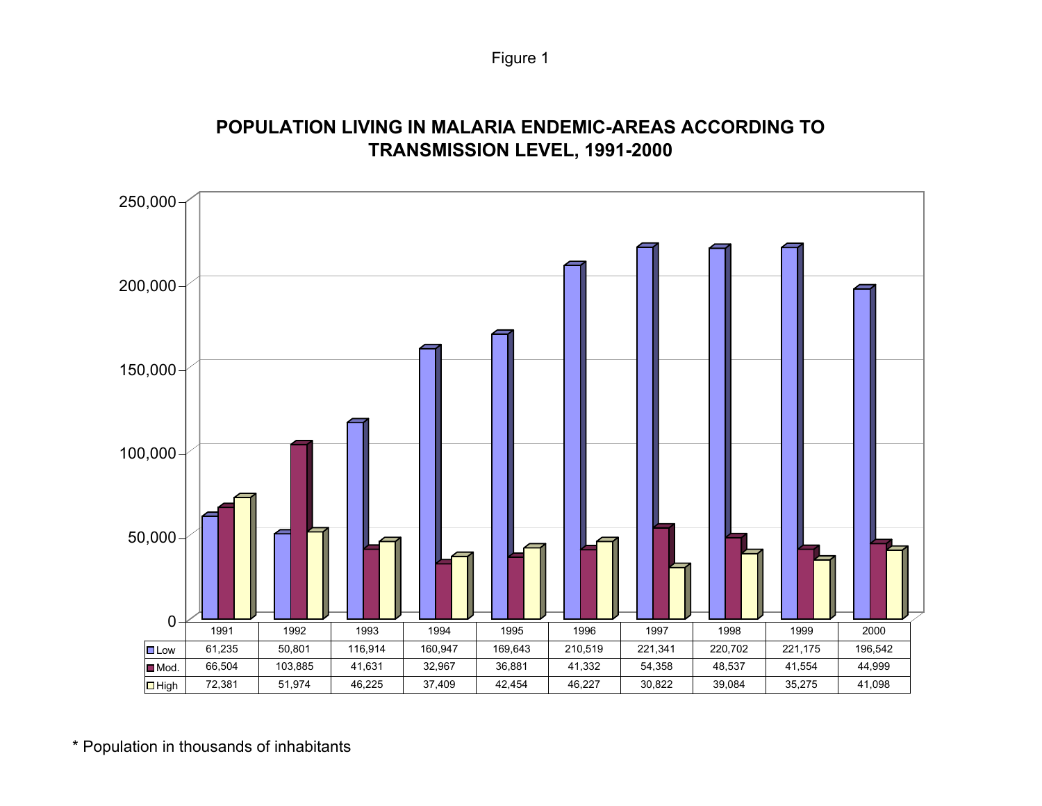Figure 1

## POPULATION LIVING IN MALARIA ENDEMIC-AREAS ACCORDING TO TRANSMISSION LEVEL, 1991-2000

| | 1991 | 1992 | 1993 | 1994 | 1995 | 1996 | 1997 | 1998 | 1999 | 2000 |
|---|---|---|---|---|---|---|---|---|---|---|
| Low | 61,235 | 50,801 | 116,914 | 160,947 | 169,643 | 210,519 | 221,341 | 220,702 | 221,175 | 196,542 |
| Mod. | 66,504 | 103,885 | 41,631 | 32,967 | 36,881 | 41,332 | 54,358 | 48,537 | 41,554 | 44,999 |
| High | 72,381 | 51,974 | 46,225 | 37,409 | 42,454 | 46,227 | 30,822 | 39,084 | 35,275 | 41,098 |

* Population in thousands of inhabitants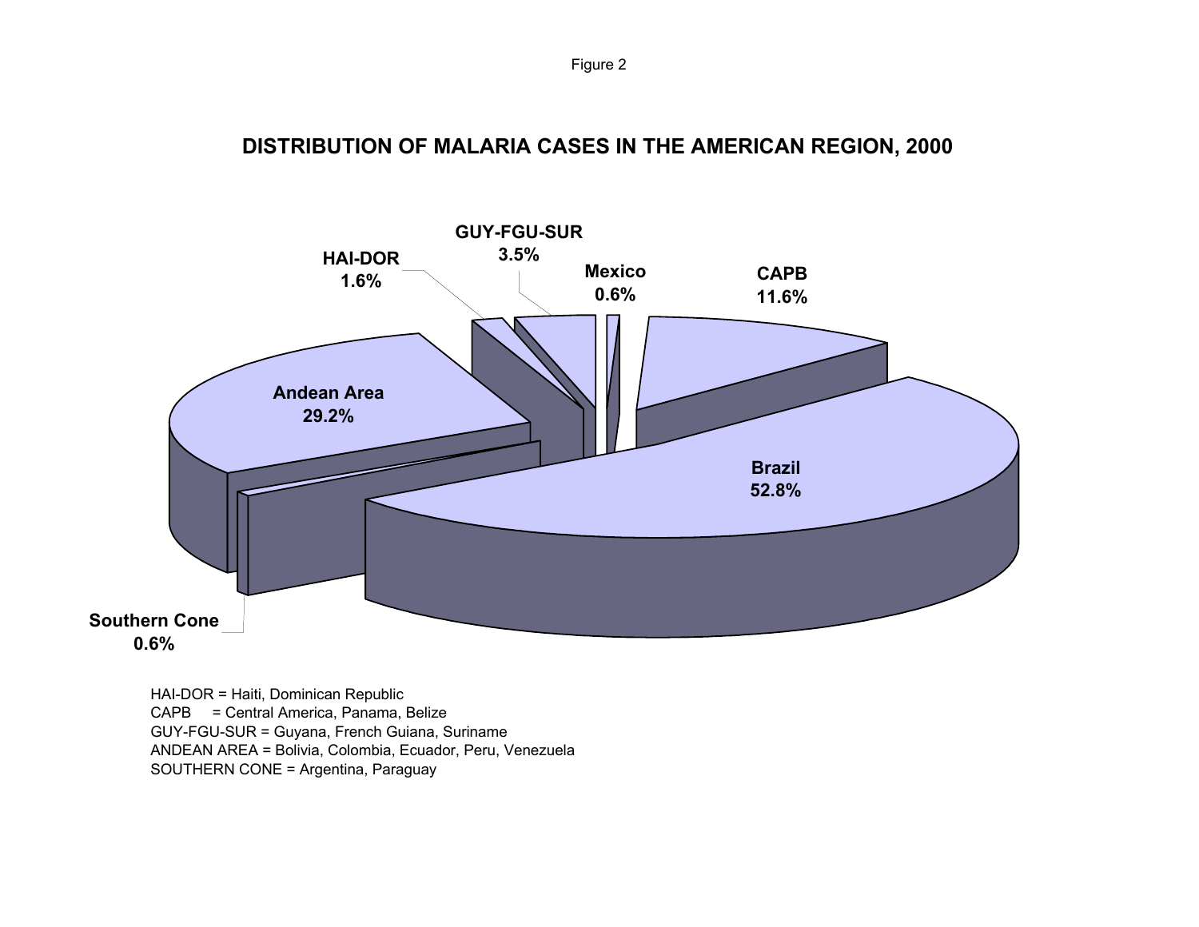Figure 2

## DISTRIBUTION OF MALARIA CASES IN THE AMERICAN REGION, 2000

| Region | Percentage |
| --- | --- |
| Brazil | 52.8% |
| Andean Area | 29.2% |
| CAPB | 11.6% |
| GUY-FGU-SUR | 3.5% |
| HAI-DOR | 1.6% |
| Mexico | 0.6% |
| Southern Cone | 0.6% |

HAI-DOR = Haiti, Dominican Republic
CAPB = Central America, Panama, Belize
GUY-FGU-SUR = Guyana, French Guiana, Suriname
ANDEAN AREA = Bolivia, Colombia, Ecuador, Peru, Venezuela
SOUTHERN CONE = Argentina, Paraguay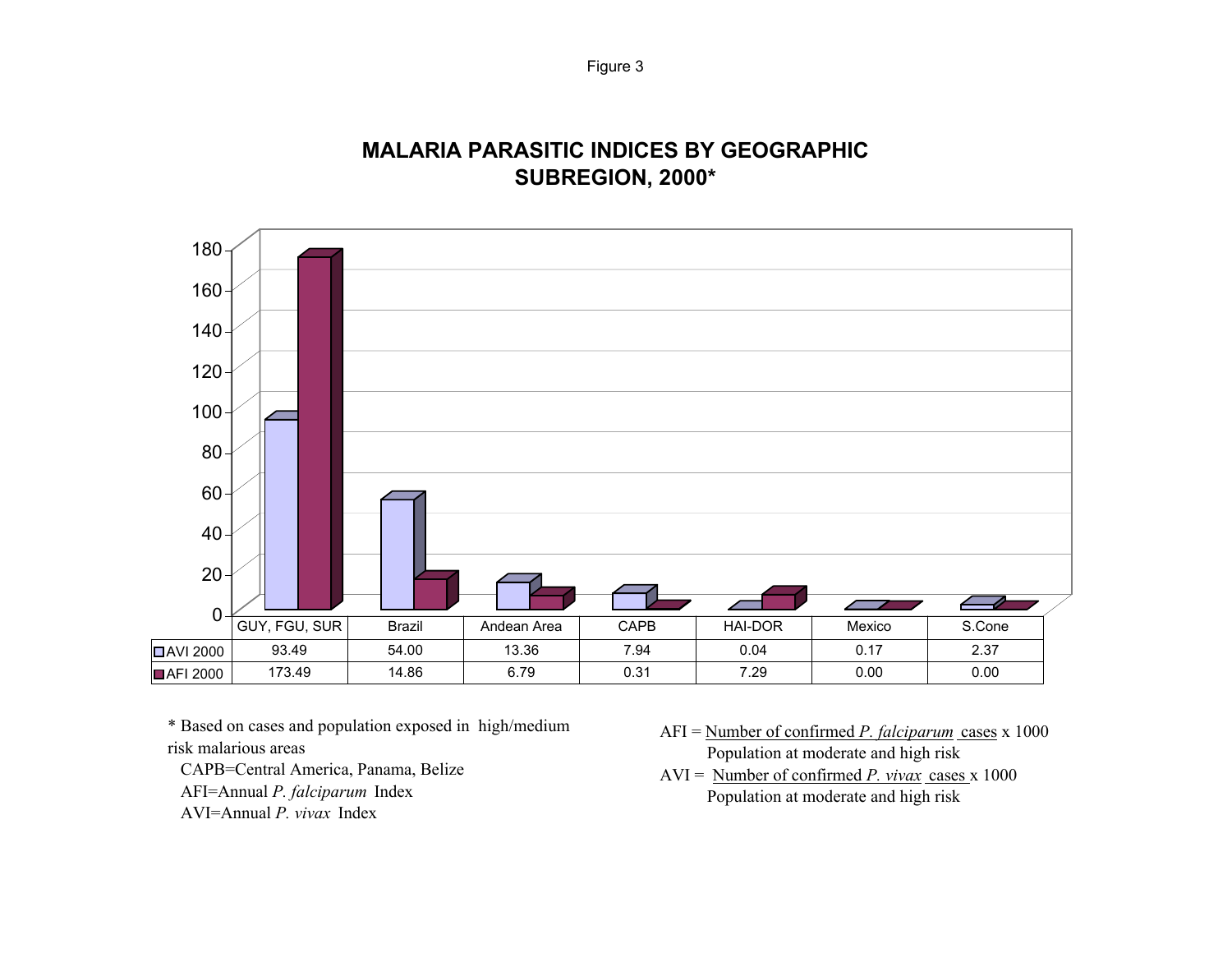Figure 3

## MALARIA PARASITIC INDICES BY GEOGRAPHIC SUBREGION, 2000*

| | GUY, FGU, SUR | Brazil | Andean Area | CAPB | HAI-DOR | Mexico | S.Cone |
|---|---|---|---|---|---|---|---|
| AVI 2000 | 93.49 | 54.00 | 13.36 | 7.94 | 0.04 | 0.17 | 2.37 |
| AFI 2000 | 173.49 | 14.86 | 6.79 | 0.31 | 7.29 | 0.00 | 0.00 |

\* Based on cases and population exposed in high/medium risk malarious areas

CAPB=Central America, Panama, Belize

AFI=Annual *P. falciparum* Index

AVI=Annual *P. vivax* Index

AFI = (Number of confirmed *P. falciparum* cases / Population at moderate and high risk) x 1000

AVI = (Number of confirmed *P. vivax* cases / Population at moderate and high risk) x 1000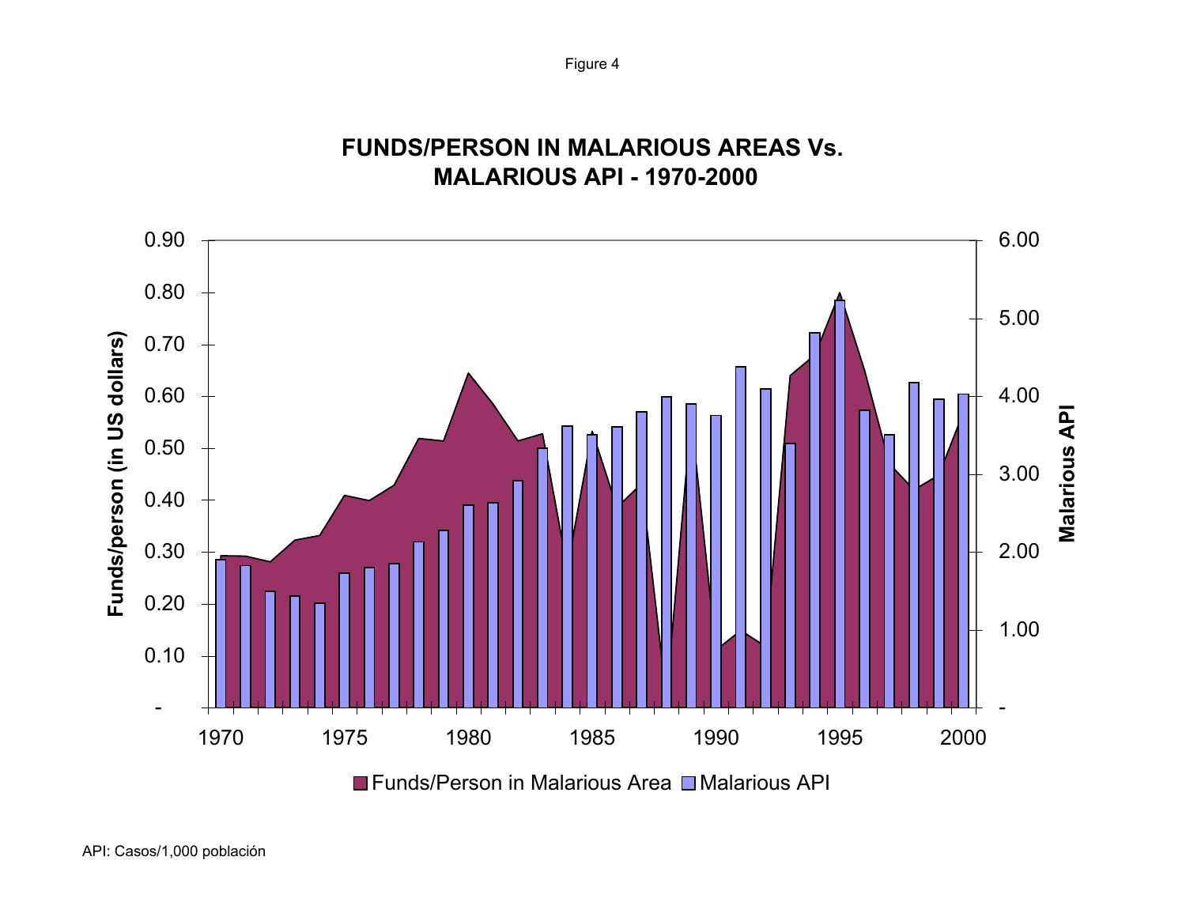Figure 4

## FUNDS/PERSON IN MALARIOUS AREAS Vs. MALARIOUS API - 1970-2000

Funds/person (in US dollars)

0.90
0.80
0.70
0.60
0.50
0.40
0.30
0.20
0.10
-

Malarious API

6.00
5.00
4.00
3.00
2.00
1.00
-

1970 1975 1980 1985 1990 1995 2000

Funds/Person in Malarious Area    Malarious API

API: Casos/1,000 población